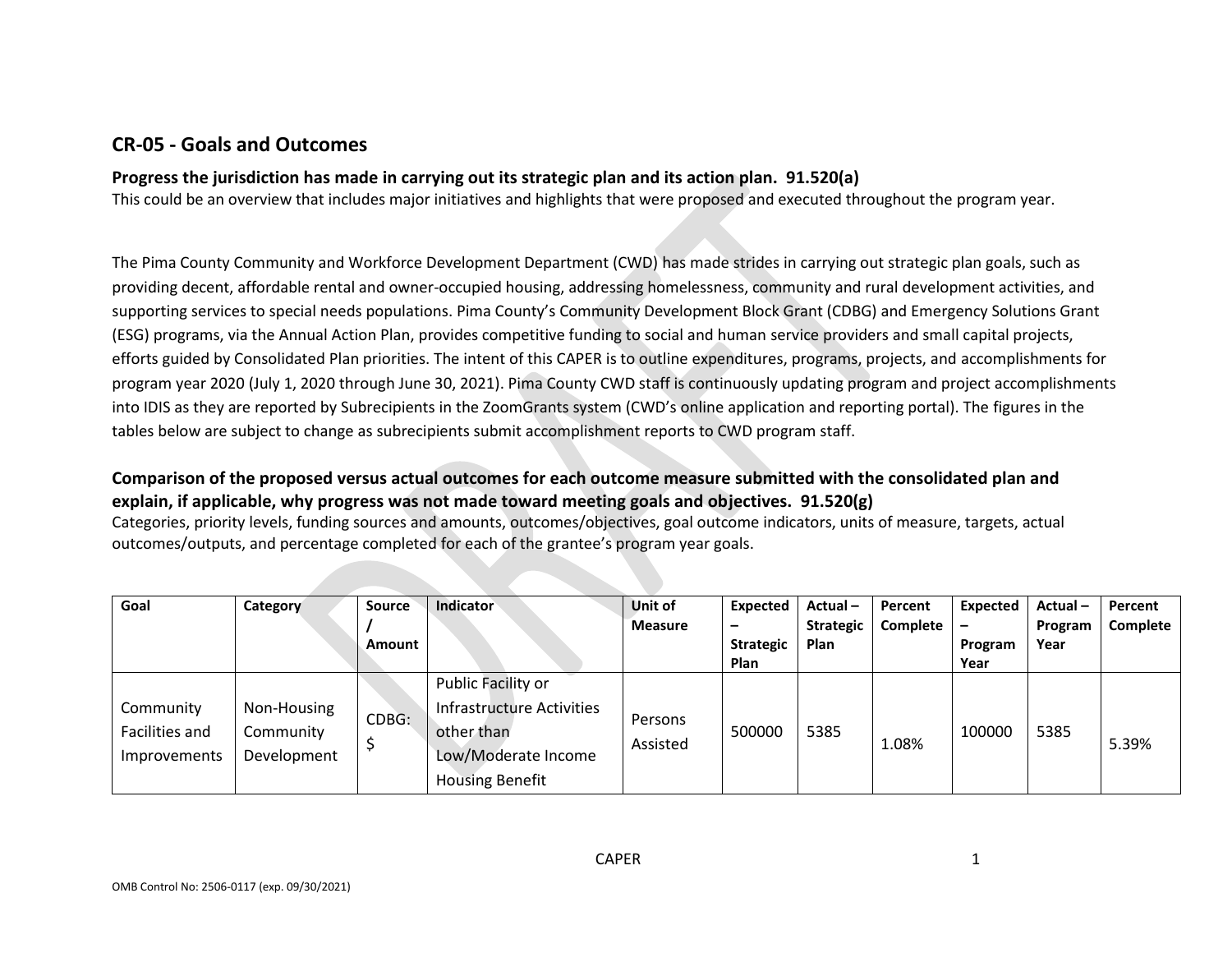## CR-05 - Goals and Outcomes

### Progress the jurisdiction has made in carrying out its strategic plan and its action plan. 91.520(a)

This could be an overview that includes major initiatives and highlights that were proposed and executed throughout the program year.

The Pima County Community and Workforce Development Department (CWD) has made strides in carrying out strategic plan goals, such as providing decent, affordable rental and owner-occupied housing, addressing homelessness, community and rural development activities, and supporting services to special needs populations. Pima County's Community Development Block Grant (CDBG) and Emergency Solutions Grant (ESG) programs, via the Annual Action Plan, provides competitive funding to social and human service providers and small capital projects, efforts guided by Consolidated Plan priorities. The intent of this CAPER is to outline expenditures, programs, projects, and accomplishments for program year 2020 (July 1, 2020 through June 30, 2021). Pima County CWD staff is continuously updating program and project accomplishments into IDIS as they are reported by Subrecipients in the ZoomGrants system (CWD's online application and reporting portal). The figures in the tables below are subject to change as subrecipients submit accomplishment reports to CWD program staff.

### Comparison of the proposed versus actual outcomes for each outcome measure submitted with the consolidated plan and explain, if applicable, why progress was not made toward meeting goals and objectives. 91.520(g)

Categories, priority levels, funding sources and amounts, outcomes/objectives, goal outcome indicators, units of measure, targets, actual outcomes/outputs, and percentage completed for each of the grantee's program year goals.

| Goal | Category | Source / Amount | Indicator | Unit of Measure | Expected – Strategic Plan | Actual – Strategic Plan | Percent Complete | Expected – Program Year | Actual – Program Year | Percent Complete |
|---|---|---|---|---|---|---|---|---|---|---|
| Community Facilities and Improvements | Non-Housing Community Development | CDBG: $ | Public Facility or Infrastructure Activities other than Low/Moderate Income Housing Benefit | Persons Assisted | 500000 | 5385 | 1.08% | 100000 | 5385 | 5.39% |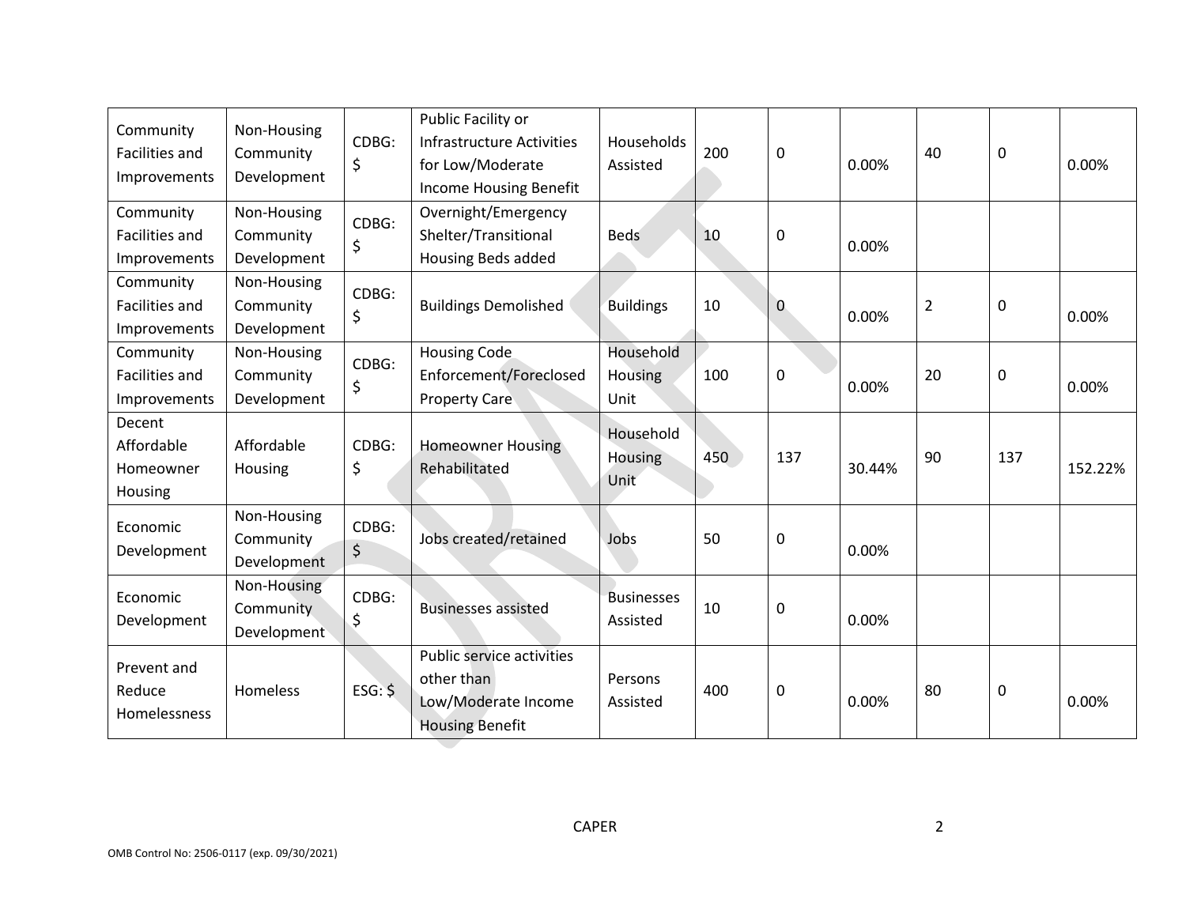| Community Facilities and Improvements | Non-Housing Community Development | CDBG: $ | Public Facility or Infrastructure Activities for Low/Moderate Income Housing Benefit | Households Assisted | 200 | 0 | 0.00% | 40 | 0 | 0.00% |
|---|---|---|---|---|---|---|---|---|---|---|
| Community Facilities and Improvements | Non-Housing Community Development | CDBG: $ | Overnight/Emergency Shelter/Transitional Housing Beds added | Beds | 10 | 0 | 0.00% | | | |
| Community Facilities and Improvements | Non-Housing Community Development | CDBG: $ | Buildings Demolished | Buildings | 10 | 0 | 0.00% | 2 | 0 | 0.00% |
| Community Facilities and Improvements | Non-Housing Community Development | CDBG: $ | Housing Code Enforcement/Foreclosed Property Care | Household Housing Unit | 100 | 0 | 0.00% | 20 | 0 | 0.00% |
| Decent Affordable Homeowner Housing | Affordable Housing | CDBG: $ | Homeowner Housing Rehabilitated | Household Housing Unit | 450 | 137 | 30.44% | 90 | 137 | 152.22% |
| Economic Development | Non-Housing Community Development | CDBG: $ | Jobs created/retained | Jobs | 50 | 0 | 0.00% | | | |
| Economic Development | Non-Housing Community Development | CDBG: $ | Businesses assisted | Businesses Assisted | 10 | 0 | 0.00% | | | |
| Prevent and Reduce Homelessness | Homeless | ESG: $ | Public service activities other than Low/Moderate Income Housing Benefit | Persons Assisted | 400 | 0 | 0.00% | 80 | 0 | 0.00% |

CAPER

OMB Control No: 2506-0117 (exp. 09/30/2021)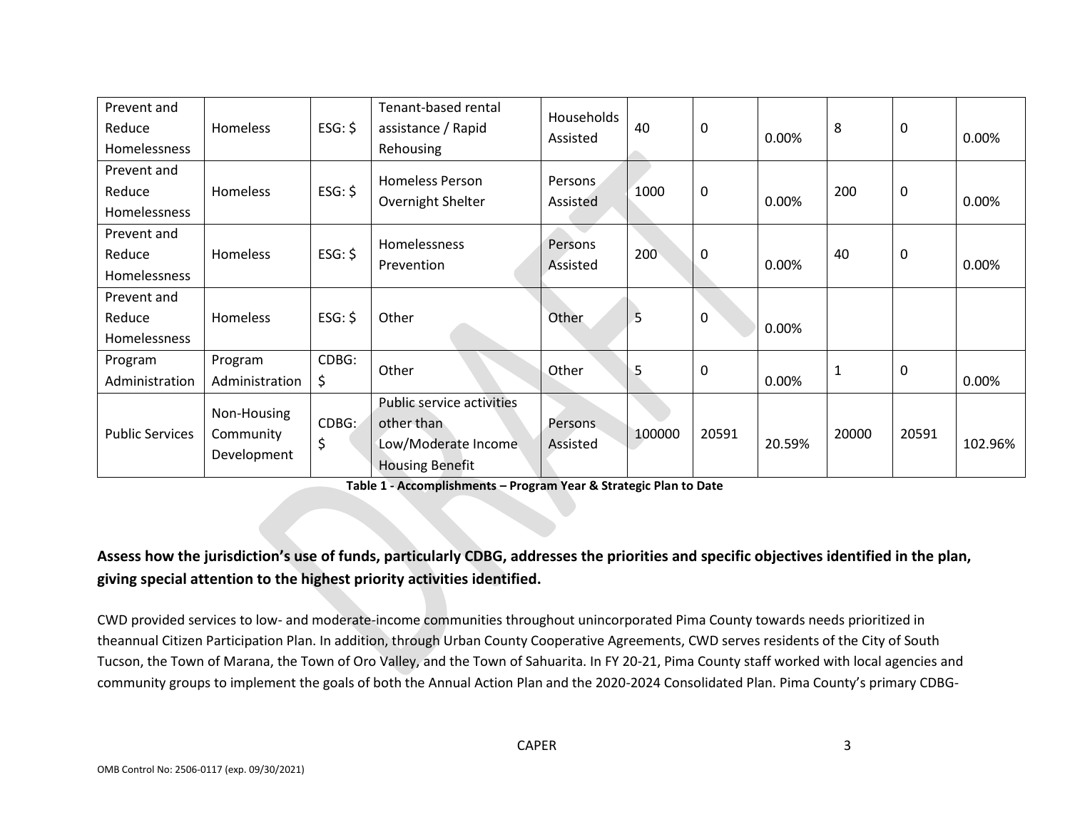| Prevent and Reduce Homelessness | Homeless | ESG: $ | Tenant-based rental assistance / Rapid Rehousing | Households Assisted | 40 | 0 | 0.00% | 8 | 0 | 0.00% |
|---|---|---|---|---|---|---|---|---|---|---|
| Prevent and Reduce Homelessness | Homeless | ESG: $ | Homeless Person Overnight Shelter | Persons Assisted | 1000 | 0 | 0.00% | 200 | 0 | 0.00% |
| Prevent and Reduce Homelessness | Homeless | ESG: $ | Homelessness Prevention | Persons Assisted | 200 | 0 | 0.00% | 40 | 0 | 0.00% |
| Prevent and Reduce Homelessness | Homeless | ESG: $ | Other | Other | 5 | 0 | 0.00% | | | |
| Program Administration | Program Administration | CDBG: $ | Other | Other | 5 | 0 | 0.00% | 1 | 0 | 0.00% |
| Public Services | Non-Housing Community Development | CDBG: $ | Public service activities other than Low/Moderate Income Housing Benefit | Persons Assisted | 100000 | 20591 | 20.59% | 20000 | 20591 | 102.96% |

**Table 1 - Accomplishments – Program Year & Strategic Plan to Date**

**Assess how the jurisdiction's use of funds, particularly CDBG, addresses the priorities and specific objectives identified in the plan, giving special attention to the highest priority activities identified.**

CWD provided services to low- and moderate-income communities throughout unincorporated Pima County towards needs prioritized in theannual Citizen Participation Plan. In addition, through Urban County Cooperative Agreements, CWD serves residents of the City of South Tucson, the Town of Marana, the Town of Oro Valley, and the Town of Sahuarita. In FY 20-21, Pima County staff worked with local agencies and community groups to implement the goals of both the Annual Action Plan and the 2020-2024 Consolidated Plan. Pima County's primary CDBG-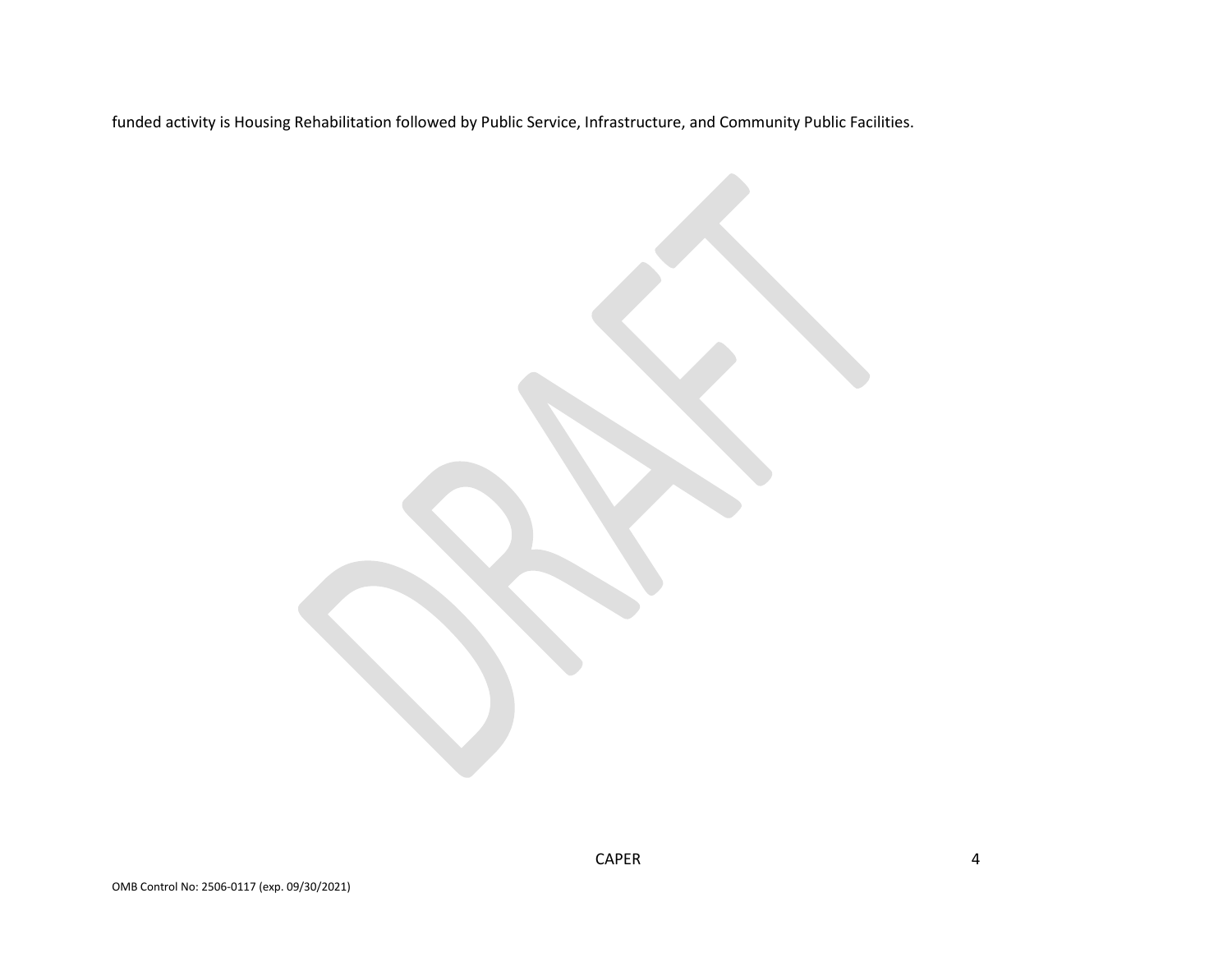funded activity is Housing Rehabilitation followed by Public Service, Infrastructure, and Community Public Facilities.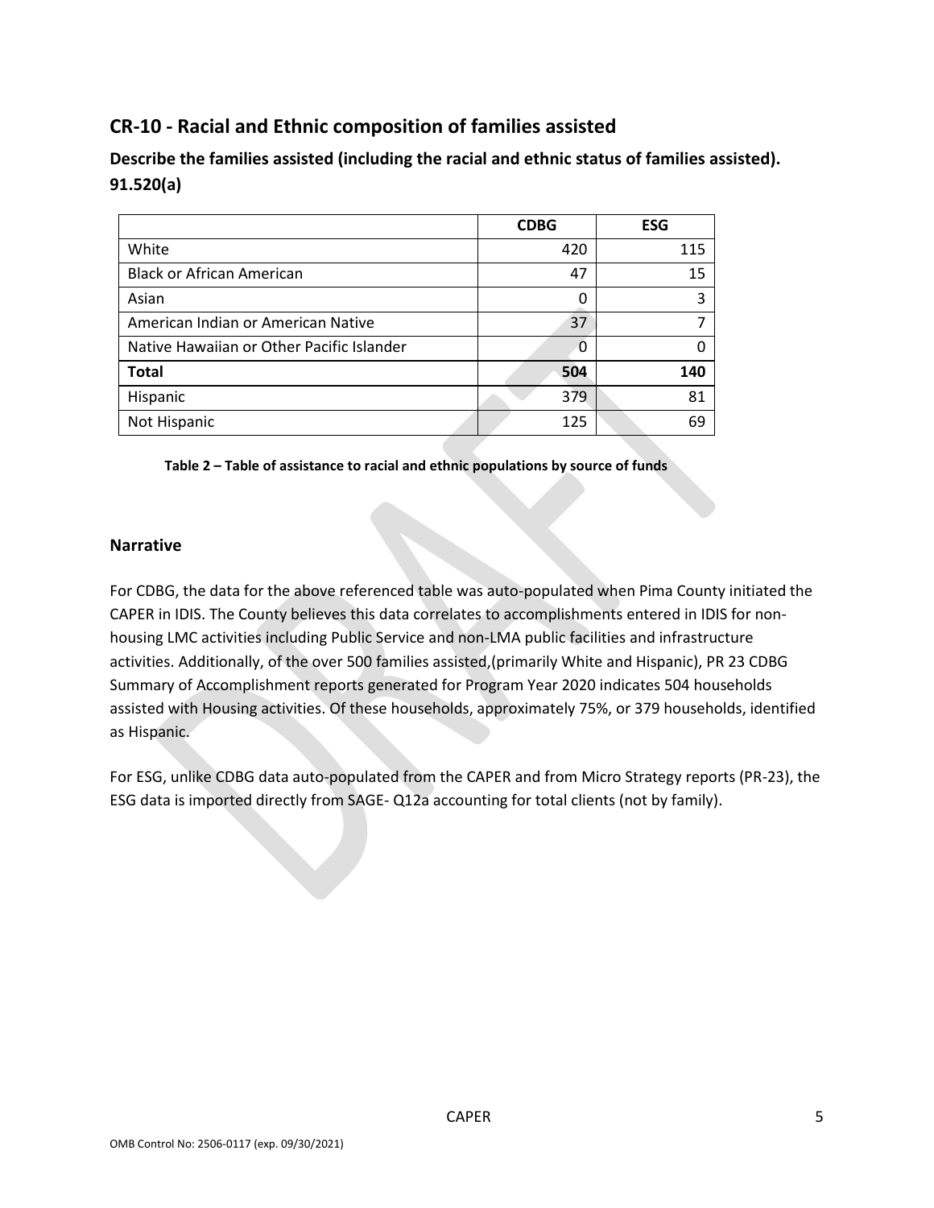## CR-10 - Racial and Ethnic composition of families assisted

### Describe the families assisted (including the racial and ethnic status of families assisted). 91.520(a)

| | CDBG | ESG |
|---|---|---|
| White | 420 | 115 |
| Black or African American | 47 | 15 |
| Asian | 0 | 3 |
| American Indian or American Native | 37 | 7 |
| Native Hawaiian or Other Pacific Islander | 0 | 0 |
| **Total** | **504** | **140** |
| Hispanic | 379 | 81 |
| Not Hispanic | 125 | 69 |

**Table 2 – Table of assistance to racial and ethnic populations by source of funds**

### Narrative

For CDBG, the data for the above referenced table was auto-populated when Pima County initiated the CAPER in IDIS. The County believes this data correlates to accomplishments entered in IDIS for non-housing LMC activities including Public Service and non-LMA public facilities and infrastructure activities. Additionally, of the over 500 families assisted,(primarily White and Hispanic), PR 23 CDBG Summary of Accomplishment reports generated for Program Year 2020 indicates 504 households assisted with Housing activities. Of these households, approximately 75%, or 379 households, identified as Hispanic.

For ESG, unlike CDBG data auto-populated from the CAPER and from Micro Strategy reports (PR-23), the ESG data is imported directly from SAGE- Q12a accounting for total clients (not by family).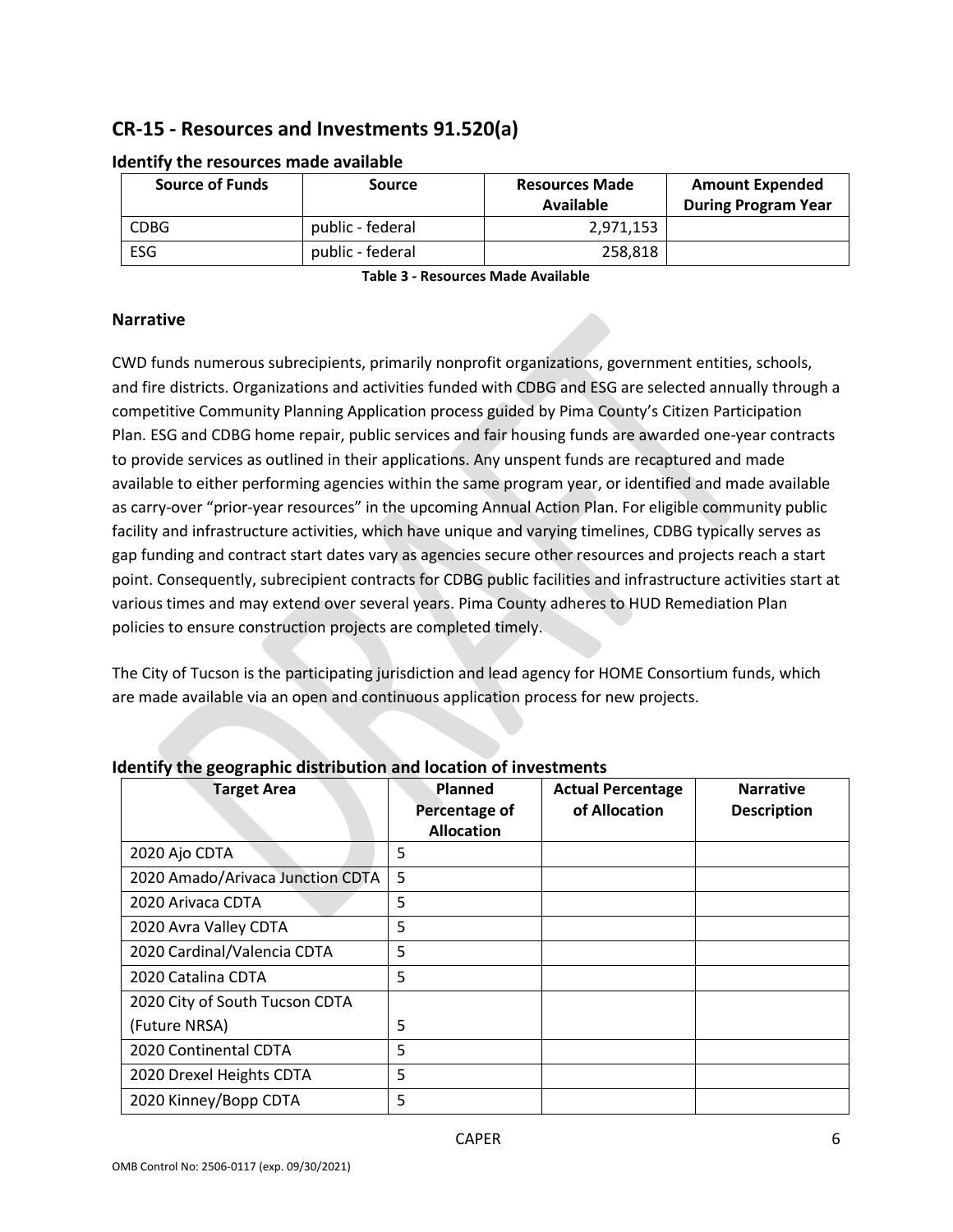## CR-15 - Resources and Investments 91.520(a)

### Identify the resources made available

| Source of Funds | Source | Resources Made Available | Amount Expended During Program Year |
|---|---|---|---|
| CDBG | public - federal | 2,971,153 | |
| ESG | public - federal | 258,818 | |

**Table 3 - Resources Made Available**

### Narrative

CWD funds numerous subrecipients, primarily nonprofit organizations, government entities, schools, and fire districts. Organizations and activities funded with CDBG and ESG are selected annually through a competitive Community Planning Application process guided by Pima County's Citizen Participation Plan. ESG and CDBG home repair, public services and fair housing funds are awarded one-year contracts to provide services as outlined in their applications. Any unspent funds are recaptured and made available to either performing agencies within the same program year, or identified and made available as carry-over "prior-year resources" in the upcoming Annual Action Plan. For eligible community public facility and infrastructure activities, which have unique and varying timelines, CDBG typically serves as gap funding and contract start dates vary as agencies secure other resources and projects reach a start point. Consequently, subrecipient contracts for CDBG public facilities and infrastructure activities start at various times and may extend over several years. Pima County adheres to HUD Remediation Plan policies to ensure construction projects are completed timely.

The City of Tucson is the participating jurisdiction and lead agency for HOME Consortium funds, which are made available via an open and continuous application process for new projects.

### Identify the geographic distribution and location of investments

| Target Area | Planned Percentage of Allocation | Actual Percentage of Allocation | Narrative Description |
|---|---|---|---|
| 2020 Ajo CDTA | 5 | | |
| 2020 Amado/Arivaca Junction CDTA | 5 | | |
| 2020 Arivaca CDTA | 5 | | |
| 2020 Avra Valley CDTA | 5 | | |
| 2020 Cardinal/Valencia CDTA | 5 | | |
| 2020 Catalina CDTA | 5 | | |
| 2020 City of South Tucson CDTA (Future NRSA) | 5 | | |
| 2020 Continental CDTA | 5 | | |
| 2020 Drexel Heights CDTA | 5 | | |
| 2020 Kinney/Bopp CDTA | 5 | | |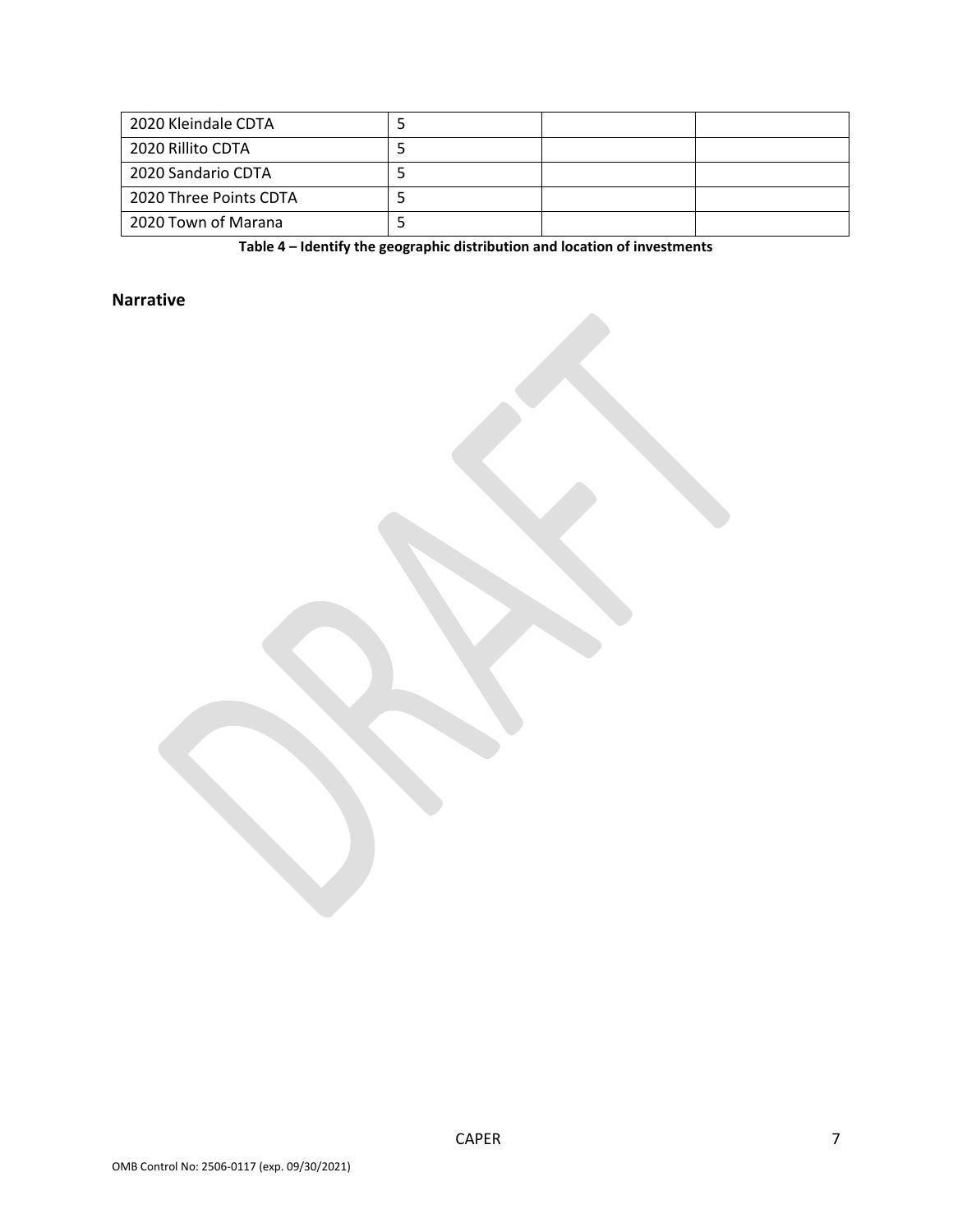| | | | |
|---|---|---|---|
| 2020 Kleindale CDTA | 5 | | |
| 2020 Rillito CDTA | 5 | | |
| 2020 Sandario CDTA | 5 | | |
| 2020 Three Points CDTA | 5 | | |
| 2020 Town of Marana | 5 | | |

**Table 4 – Identify the geographic distribution and location of investments**

## Narrative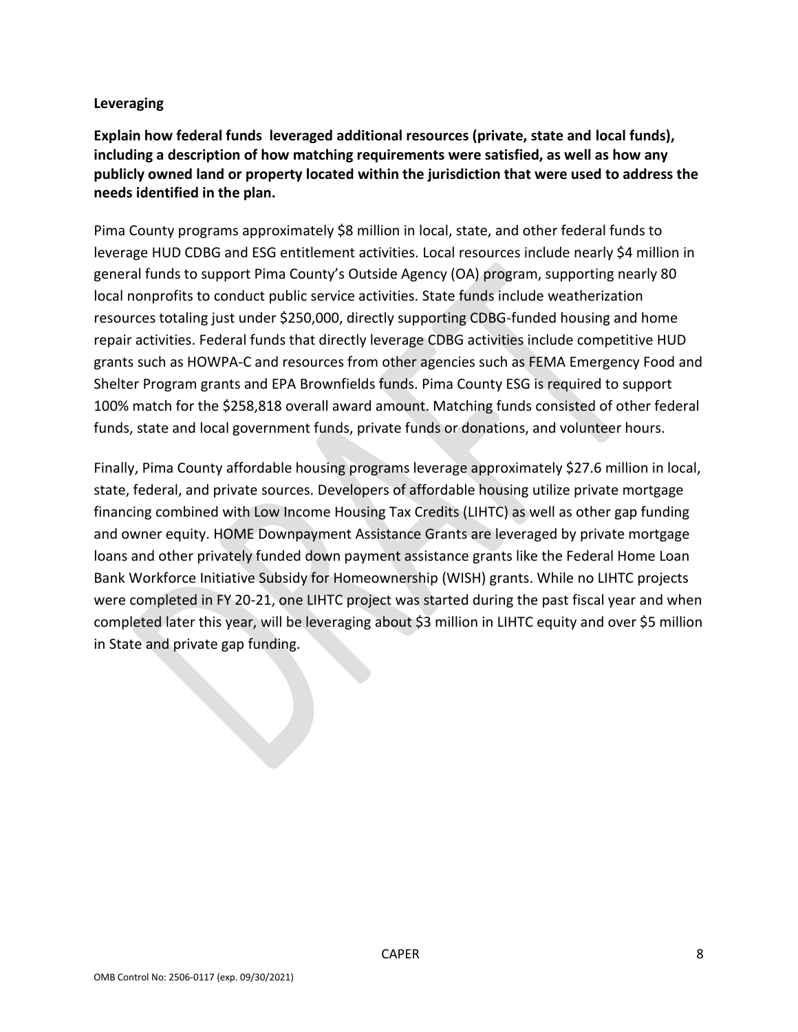**Leveraging**

**Explain how federal funds leveraged additional resources (private, state and local funds), including a description of how matching requirements were satisfied, as well as how any publicly owned land or property located within the jurisdiction that were used to address the needs identified in the plan.**

Pima County programs approximately $8 million in local, state, and other federal funds to leverage HUD CDBG and ESG entitlement activities. Local resources include nearly $4 million in general funds to support Pima County's Outside Agency (OA) program, supporting nearly 80 local nonprofits to conduct public service activities. State funds include weatherization resources totaling just under $250,000, directly supporting CDBG-funded housing and home repair activities. Federal funds that directly leverage CDBG activities include competitive HUD grants such as HOWPA-C and resources from other agencies such as FEMA Emergency Food and Shelter Program grants and EPA Brownfields funds. Pima County ESG is required to support 100% match for the $258,818 overall award amount. Matching funds consisted of other federal funds, state and local government funds, private funds or donations, and volunteer hours.

Finally, Pima County affordable housing programs leverage approximately $27.6 million in local, state, federal, and private sources. Developers of affordable housing utilize private mortgage financing combined with Low Income Housing Tax Credits (LIHTC) as well as other gap funding and owner equity. HOME Downpayment Assistance Grants are leveraged by private mortgage loans and other privately funded down payment assistance grants like the Federal Home Loan Bank Workforce Initiative Subsidy for Homeownership (WISH) grants. While no LIHTC projects were completed in FY 20-21, one LIHTC project was started during the past fiscal year and when completed later this year, will be leveraging about $3 million in LIHTC equity and over $5 million in State and private gap funding.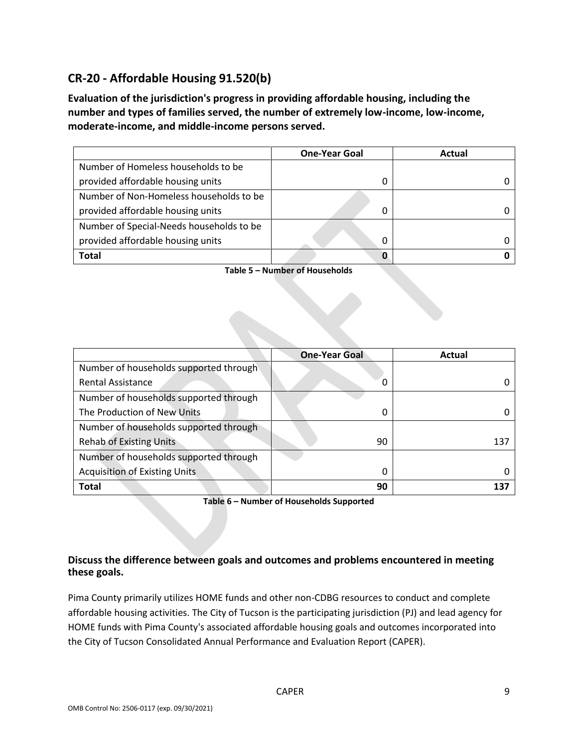## CR-20 - Affordable Housing 91.520(b)

**Evaluation of the jurisdiction's progress in providing affordable housing, including the number and types of families served, the number of extremely low-income, low-income, moderate-income, and middle-income persons served.**

| | One-Year Goal | Actual |
|---|---|---|
| Number of Homeless households to be provided affordable housing units | 0 | 0 |
| Number of Non-Homeless households to be provided affordable housing units | 0 | 0 |
| Number of Special-Needs households to be provided affordable housing units | 0 | 0 |
| **Total** | **0** | **0** |

**Table 5 – Number of Households**

| | One-Year Goal | Actual |
|---|---|---|
| Number of households supported through Rental Assistance | 0 | 0 |
| Number of households supported through The Production of New Units | 0 | 0 |
| Number of households supported through Rehab of Existing Units | 90 | 137 |
| Number of households supported through Acquisition of Existing Units | 0 | 0 |
| **Total** | **90** | **137** |

**Table 6 – Number of Households Supported**

### Discuss the difference between goals and outcomes and problems encountered in meeting these goals.

Pima County primarily utilizes HOME funds and other non-CDBG resources to conduct and complete affordable housing activities. The City of Tucson is the participating jurisdiction (PJ) and lead agency for HOME funds with Pima County's associated affordable housing goals and outcomes incorporated into the City of Tucson Consolidated Annual Performance and Evaluation Report (CAPER).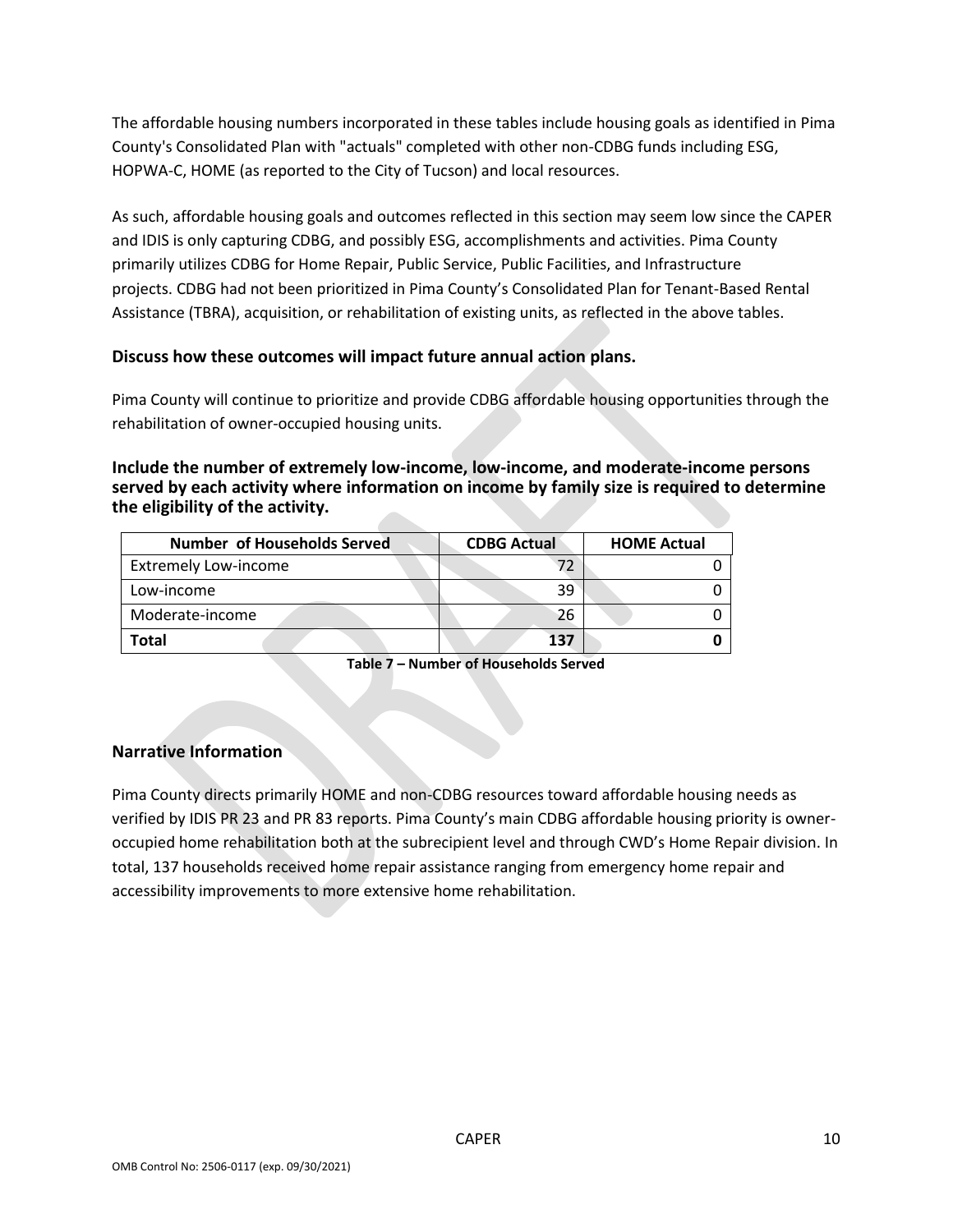The affordable housing numbers incorporated in these tables include housing goals as identified in Pima County's Consolidated Plan with "actuals" completed with other non-CDBG funds including ESG, HOPWA-C, HOME (as reported to the City of Tucson) and local resources.

As such, affordable housing goals and outcomes reflected in this section may seem low since the CAPER and IDIS is only capturing CDBG, and possibly ESG, accomplishments and activities. Pima County primarily utilizes CDBG for Home Repair, Public Service, Public Facilities, and Infrastructure projects. CDBG had not been prioritized in Pima County's Consolidated Plan for Tenant-Based Rental Assistance (TBRA), acquisition, or rehabilitation of existing units, as reflected in the above tables.

### Discuss how these outcomes will impact future annual action plans.

Pima County will continue to prioritize and provide CDBG affordable housing opportunities through the rehabilitation of owner-occupied housing units.

### Include the number of extremely low-income, low-income, and moderate-income persons served by each activity where information on income by family size is required to determine the eligibility of the activity.

| Number of Households Served | CDBG Actual | HOME Actual |
|---|---|---|
| Extremely Low-income | 72 | 0 |
| Low-income | 39 | 0 |
| Moderate-income | 26 | 0 |
| **Total** | **137** | **0** |

**Table 7 – Number of Households Served**

## Narrative Information

Pima County directs primarily HOME and non-CDBG resources toward affordable housing needs as verified by IDIS PR 23 and PR 83 reports. Pima County's main CDBG affordable housing priority is owner-occupied home rehabilitation both at the subrecipient level and through CWD's Home Repair division. In total, 137 households received home repair assistance ranging from emergency home repair and accessibility improvements to more extensive home rehabilitation.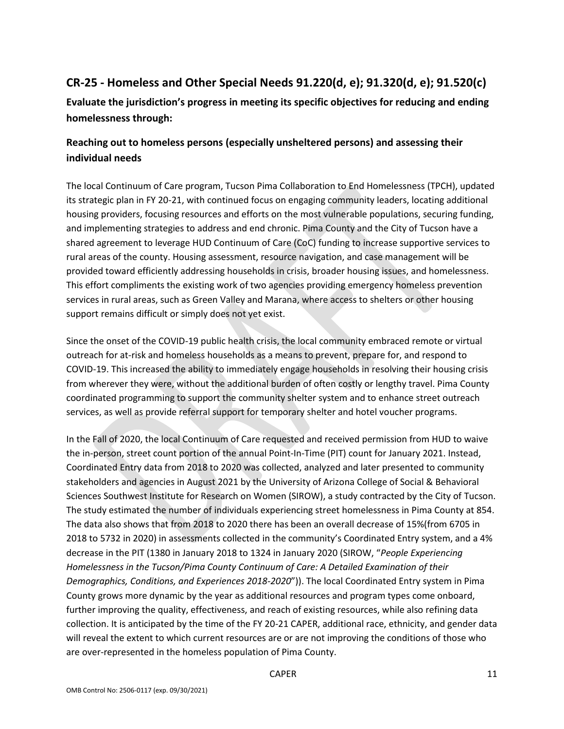## CR-25 - Homeless and Other Special Needs 91.220(d, e); 91.320(d, e); 91.520(c)

**Evaluate the jurisdiction's progress in meeting its specific objectives for reducing and ending homelessness through:**

### Reaching out to homeless persons (especially unsheltered persons) and assessing their individual needs

The local Continuum of Care program, Tucson Pima Collaboration to End Homelessness (TPCH), updated its strategic plan in FY 20-21, with continued focus on engaging community leaders, locating additional housing providers, focusing resources and efforts on the most vulnerable populations, securing funding, and implementing strategies to address and end chronic. Pima County and the City of Tucson have a shared agreement to leverage HUD Continuum of Care (CoC) funding to increase supportive services to rural areas of the county. Housing assessment, resource navigation, and case management will be provided toward efficiently addressing households in crisis, broader housing issues, and homelessness. This effort compliments the existing work of two agencies providing emergency homeless prevention services in rural areas, such as Green Valley and Marana, where access to shelters or other housing support remains difficult or simply does not yet exist.

Since the onset of the COVID-19 public health crisis, the local community embraced remote or virtual outreach for at-risk and homeless households as a means to prevent, prepare for, and respond to COVID-19. This increased the ability to immediately engage households in resolving their housing crisis from wherever they were, without the additional burden of often costly or lengthy travel. Pima County coordinated programming to support the community shelter system and to enhance street outreach services, as well as provide referral support for temporary shelter and hotel voucher programs.

In the Fall of 2020, the local Continuum of Care requested and received permission from HUD to waive the in-person, street count portion of the annual Point-In-Time (PIT) count for January 2021. Instead, Coordinated Entry data from 2018 to 2020 was collected, analyzed and later presented to community stakeholders and agencies in August 2021 by the University of Arizona College of Social & Behavioral Sciences Southwest Institute for Research on Women (SIROW), a study contracted by the City of Tucson. The study estimated the number of individuals experiencing street homelessness in Pima County at 854. The data also shows that from 2018 to 2020 there has been an overall decrease of 15%(from 6705 in 2018 to 5732 in 2020) in assessments collected in the community's Coordinated Entry system, and a 4% decrease in the PIT (1380 in January 2018 to 1324 in January 2020 (SIROW, "*People Experiencing Homelessness in the Tucson/Pima County Continuum of Care: A Detailed Examination of their Demographics, Conditions, and Experiences 2018-2020*")). The local Coordinated Entry system in Pima County grows more dynamic by the year as additional resources and program types come onboard, further improving the quality, effectiveness, and reach of existing resources, while also refining data collection. It is anticipated by the time of the FY 20-21 CAPER, additional race, ethnicity, and gender data will reveal the extent to which current resources are or are not improving the conditions of those who are over-represented in the homeless population of Pima County.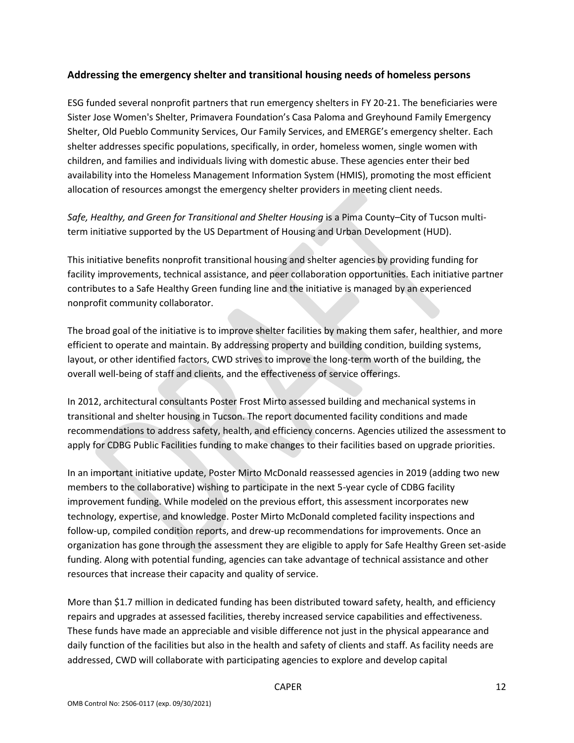### Addressing the emergency shelter and transitional housing needs of homeless persons

ESG funded several nonprofit partners that run emergency shelters in FY 20-21. The beneficiaries were Sister Jose Women's Shelter, Primavera Foundation's Casa Paloma and Greyhound Family Emergency Shelter, Old Pueblo Community Services, Our Family Services, and EMERGE's emergency shelter. Each shelter addresses specific populations, specifically, in order, homeless women, single women with children, and families and individuals living with domestic abuse. These agencies enter their bed availability into the Homeless Management Information System (HMIS), promoting the most efficient allocation of resources amongst the emergency shelter providers in meeting client needs.

*Safe, Healthy, and Green for Transitional and Shelter Housing* is a Pima County–City of Tucson multi-term initiative supported by the US Department of Housing and Urban Development (HUD).

This initiative benefits nonprofit transitional housing and shelter agencies by providing funding for facility improvements, technical assistance, and peer collaboration opportunities. Each initiative partner contributes to a Safe Healthy Green funding line and the initiative is managed by an experienced nonprofit community collaborator.

The broad goal of the initiative is to improve shelter facilities by making them safer, healthier, and more efficient to operate and maintain. By addressing property and building condition, building systems, layout, or other identified factors, CWD strives to improve the long-term worth of the building, the overall well-being of staff and clients, and the effectiveness of service offerings.

In 2012, architectural consultants Poster Frost Mirto assessed building and mechanical systems in transitional and shelter housing in Tucson. The report documented facility conditions and made recommendations to address safety, health, and efficiency concerns. Agencies utilized the assessment to apply for CDBG Public Facilities funding to make changes to their facilities based on upgrade priorities.

In an important initiative update, Poster Mirto McDonald reassessed agencies in 2019 (adding two new members to the collaborative) wishing to participate in the next 5-year cycle of CDBG facility improvement funding. While modeled on the previous effort, this assessment incorporates new technology, expertise, and knowledge. Poster Mirto McDonald completed facility inspections and follow-up, compiled condition reports, and drew-up recommendations for improvements. Once an organization has gone through the assessment they are eligible to apply for Safe Healthy Green set-aside funding. Along with potential funding, agencies can take advantage of technical assistance and other resources that increase their capacity and quality of service.

More than $1.7 million in dedicated funding has been distributed toward safety, health, and efficiency repairs and upgrades at assessed facilities, thereby increased service capabilities and effectiveness. These funds have made an appreciable and visible difference not just in the physical appearance and daily function of the facilities but also in the health and safety of clients and staff. As facility needs are addressed, CWD will collaborate with participating agencies to explore and develop capital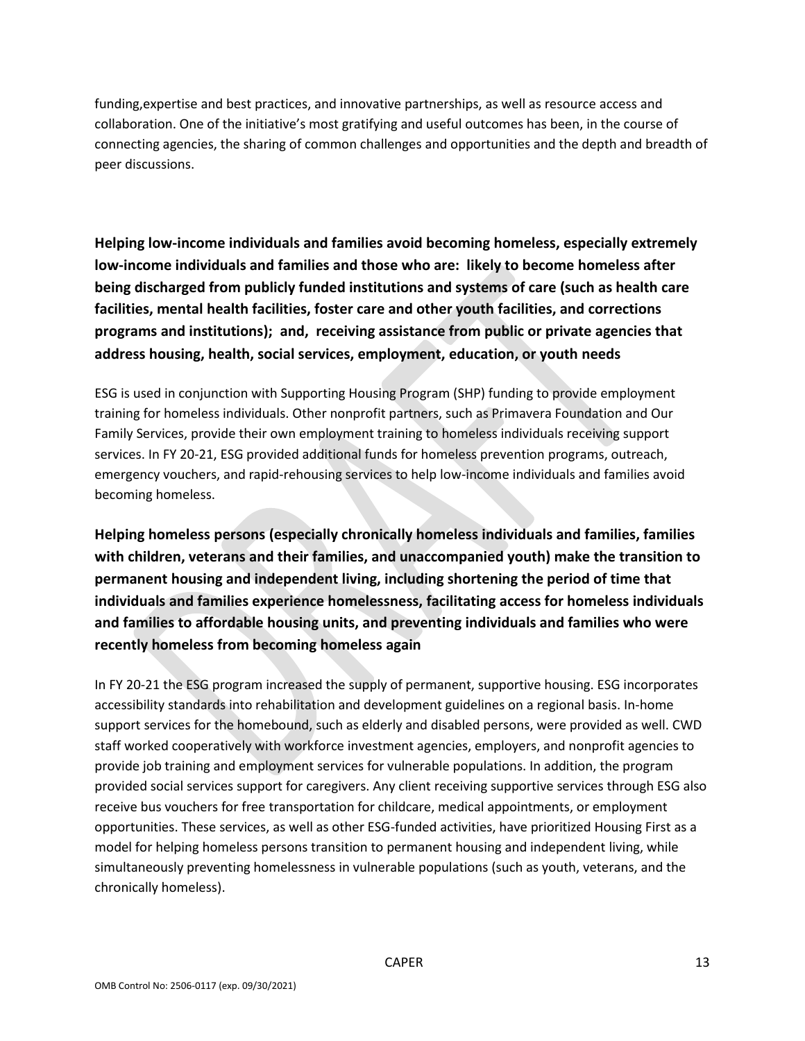funding,expertise and best practices, and innovative partnerships, as well as resource access and collaboration. One of the initiative's most gratifying and useful outcomes has been, in the course of connecting agencies, the sharing of common challenges and opportunities and the depth and breadth of peer discussions.

**Helping low-income individuals and families avoid becoming homeless, especially extremely low-income individuals and families and those who are: likely to become homeless after being discharged from publicly funded institutions and systems of care (such as health care facilities, mental health facilities, foster care and other youth facilities, and corrections programs and institutions); and, receiving assistance from public or private agencies that address housing, health, social services, employment, education, or youth needs**

ESG is used in conjunction with Supporting Housing Program (SHP) funding to provide employment training for homeless individuals. Other nonprofit partners, such as Primavera Foundation and Our Family Services, provide their own employment training to homeless individuals receiving support services. In FY 20-21, ESG provided additional funds for homeless prevention programs, outreach, emergency vouchers, and rapid-rehousing services to help low-income individuals and families avoid becoming homeless.

**Helping homeless persons (especially chronically homeless individuals and families, families with children, veterans and their families, and unaccompanied youth) make the transition to permanent housing and independent living, including shortening the period of time that individuals and families experience homelessness, facilitating access for homeless individuals and families to affordable housing units, and preventing individuals and families who were recently homeless from becoming homeless again**

In FY 20-21 the ESG program increased the supply of permanent, supportive housing. ESG incorporates accessibility standards into rehabilitation and development guidelines on a regional basis. In-home support services for the homebound, such as elderly and disabled persons, were provided as well. CWD staff worked cooperatively with workforce investment agencies, employers, and nonprofit agencies to provide job training and employment services for vulnerable populations. In addition, the program provided social services support for caregivers. Any client receiving supportive services through ESG also receive bus vouchers for free transportation for childcare, medical appointments, or employment opportunities. These services, as well as other ESG-funded activities, have prioritized Housing First as a model for helping homeless persons transition to permanent housing and independent living, while simultaneously preventing homelessness in vulnerable populations (such as youth, veterans, and the chronically homeless).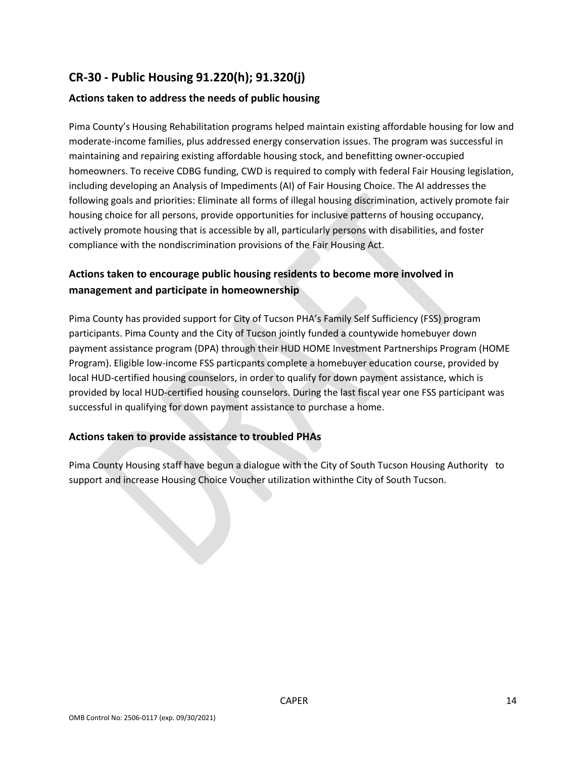## CR-30 - Public Housing 91.220(h); 91.320(j)

### Actions taken to address the needs of public housing

Pima County's Housing Rehabilitation programs helped maintain existing affordable housing for low and moderate-income families, plus addressed energy conservation issues. The program was successful in maintaining and repairing existing affordable housing stock, and benefitting owner-occupied homeowners. To receive CDBG funding, CWD is required to comply with federal Fair Housing legislation, including developing an Analysis of Impediments (AI) of Fair Housing Choice. The AI addresses the following goals and priorities: Eliminate all forms of illegal housing discrimination, actively promote fair housing choice for all persons, provide opportunities for inclusive patterns of housing occupancy, actively promote housing that is accessible by all, particularly persons with disabilities, and foster compliance with the nondiscrimination provisions of the Fair Housing Act.

### Actions taken to encourage public housing residents to become more involved in management and participate in homeownership

Pima County has provided support for City of Tucson PHA's Family Self Sufficiency (FSS) program participants. Pima County and the City of Tucson jointly funded a countywide homebuyer down payment assistance program (DPA) through their HUD HOME Investment Partnerships Program (HOME Program). Eligible low-income FSS particpants complete a homebuyer education course, provided by local HUD-certified housing counselors, in order to qualify for down payment assistance, which is provided by local HUD-certified housing counselors. During the last fiscal year one FSS participant was successful in qualifying for down payment assistance to purchase a home.

### Actions taken to provide assistance to troubled PHAs

Pima County Housing staff have begun a dialogue with the City of South Tucson Housing Authority to support and increase Housing Choice Voucher utilization withinthe City of South Tucson.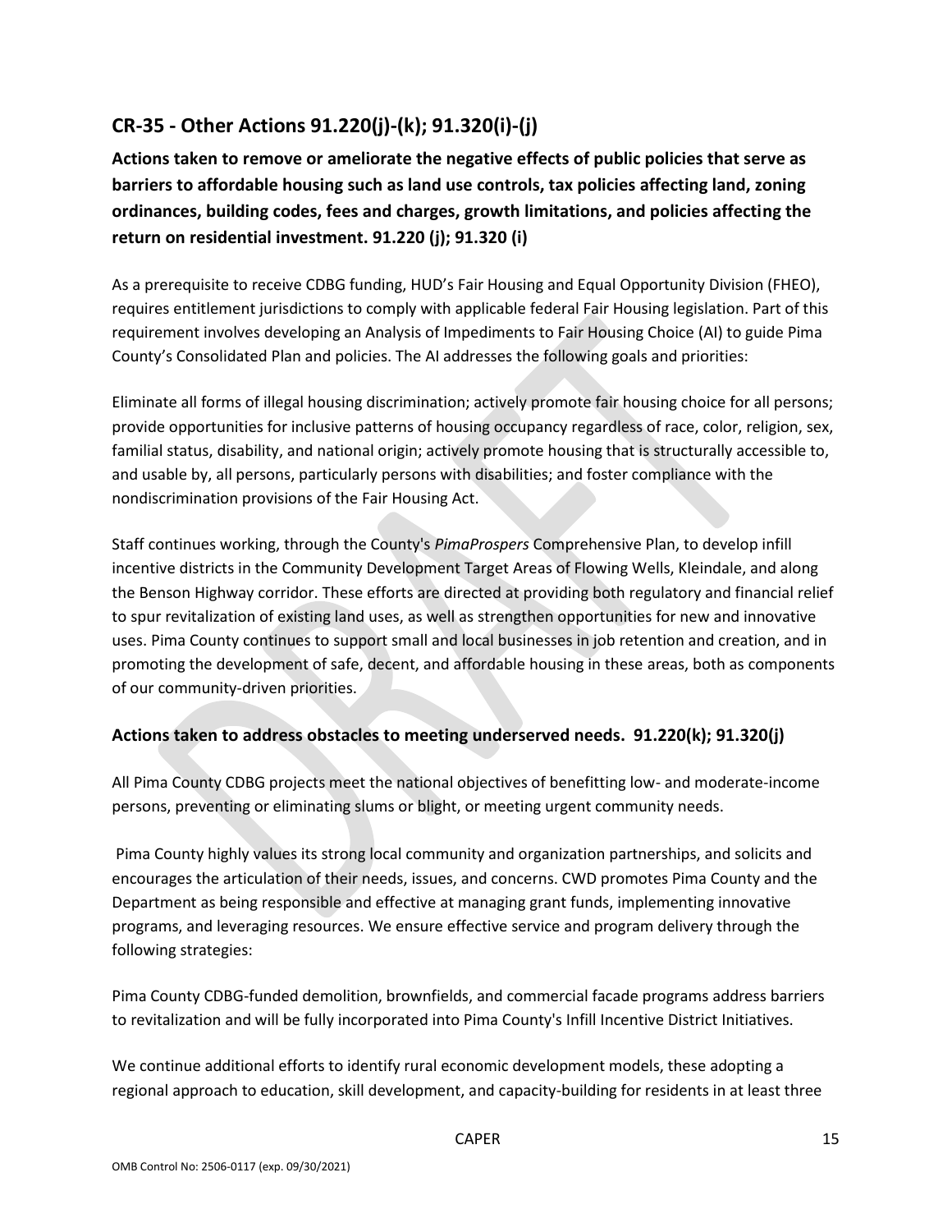## CR-35 - Other Actions 91.220(j)-(k); 91.320(i)-(j)

**Actions taken to remove or ameliorate the negative effects of public policies that serve as barriers to affordable housing such as land use controls, tax policies affecting land, zoning ordinances, building codes, fees and charges, growth limitations, and policies affecting the return on residential investment. 91.220 (j); 91.320 (i)**

As a prerequisite to receive CDBG funding, HUD's Fair Housing and Equal Opportunity Division (FHEO), requires entitlement jurisdictions to comply with applicable federal Fair Housing legislation. Part of this requirement involves developing an Analysis of Impediments to Fair Housing Choice (AI) to guide Pima County's Consolidated Plan and policies. The AI addresses the following goals and priorities:

Eliminate all forms of illegal housing discrimination; actively promote fair housing choice for all persons; provide opportunities for inclusive patterns of housing occupancy regardless of race, color, religion, sex, familial status, disability, and national origin; actively promote housing that is structurally accessible to, and usable by, all persons, particularly persons with disabilities; and foster compliance with the nondiscrimination provisions of the Fair Housing Act.

Staff continues working, through the County's *PimaProspers* Comprehensive Plan, to develop infill incentive districts in the Community Development Target Areas of Flowing Wells, Kleindale, and along the Benson Highway corridor. These efforts are directed at providing both regulatory and financial relief to spur revitalization of existing land uses, as well as strengthen opportunities for new and innovative uses. Pima County continues to support small and local businesses in job retention and creation, and in promoting the development of safe, decent, and affordable housing in these areas, both as components of our community-driven priorities.

### Actions taken to address obstacles to meeting underserved needs. 91.220(k); 91.320(j)

All Pima County CDBG projects meet the national objectives of benefitting low- and moderate-income persons, preventing or eliminating slums or blight, or meeting urgent community needs.

Pima County highly values its strong local community and organization partnerships, and solicits and encourages the articulation of their needs, issues, and concerns. CWD promotes Pima County and the Department as being responsible and effective at managing grant funds, implementing innovative programs, and leveraging resources. We ensure effective service and program delivery through the following strategies:

Pima County CDBG-funded demolition, brownfields, and commercial facade programs address barriers to revitalization and will be fully incorporated into Pima County's Infill Incentive District Initiatives.

We continue additional efforts to identify rural economic development models, these adopting a regional approach to education, skill development, and capacity-building for residents in at least three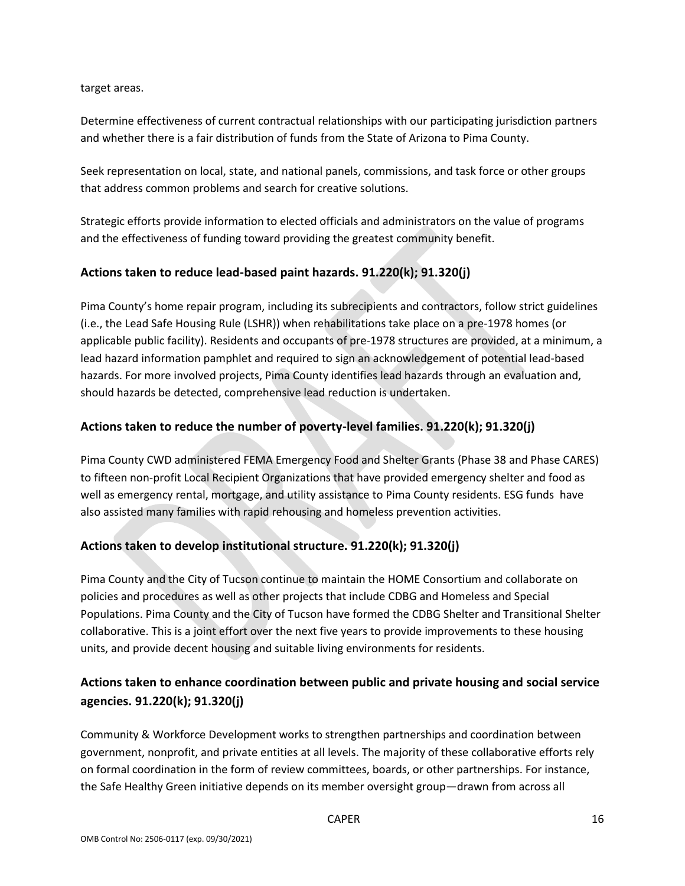target areas.

Determine effectiveness of current contractual relationships with our participating jurisdiction partners and whether there is a fair distribution of funds from the State of Arizona to Pima County.

Seek representation on local, state, and national panels, commissions, and task force or other groups that address common problems and search for creative solutions.

Strategic efforts provide information to elected officials and administrators on the value of programs and the effectiveness of funding toward providing the greatest community benefit.

## Actions taken to reduce lead-based paint hazards. 91.220(k); 91.320(j)

Pima County's home repair program, including its subrecipients and contractors, follow strict guidelines (i.e., the Lead Safe Housing Rule (LSHR)) when rehabilitations take place on a pre-1978 homes (or applicable public facility). Residents and occupants of pre-1978 structures are provided, at a minimum, a lead hazard information pamphlet and required to sign an acknowledgement of potential lead-based hazards. For more involved projects, Pima County identifies lead hazards through an evaluation and, should hazards be detected, comprehensive lead reduction is undertaken.

## Actions taken to reduce the number of poverty-level families. 91.220(k); 91.320(j)

Pima County CWD administered FEMA Emergency Food and Shelter Grants (Phase 38 and Phase CARES) to fifteen non-profit Local Recipient Organizations that have provided emergency shelter and food as well as emergency rental, mortgage, and utility assistance to Pima County residents. ESG funds have also assisted many families with rapid rehousing and homeless prevention activities.

## Actions taken to develop institutional structure. 91.220(k); 91.320(j)

Pima County and the City of Tucson continue to maintain the HOME Consortium and collaborate on policies and procedures as well as other projects that include CDBG and Homeless and Special Populations. Pima County and the City of Tucson have formed the CDBG Shelter and Transitional Shelter collaborative. This is a joint effort over the next five years to provide improvements to these housing units, and provide decent housing and suitable living environments for residents.

## Actions taken to enhance coordination between public and private housing and social service agencies. 91.220(k); 91.320(j)

Community & Workforce Development works to strengthen partnerships and coordination between government, nonprofit, and private entities at all levels. The majority of these collaborative efforts rely on formal coordination in the form of review committees, boards, or other partnerships. For instance, the Safe Healthy Green initiative depends on its member oversight group—drawn from across all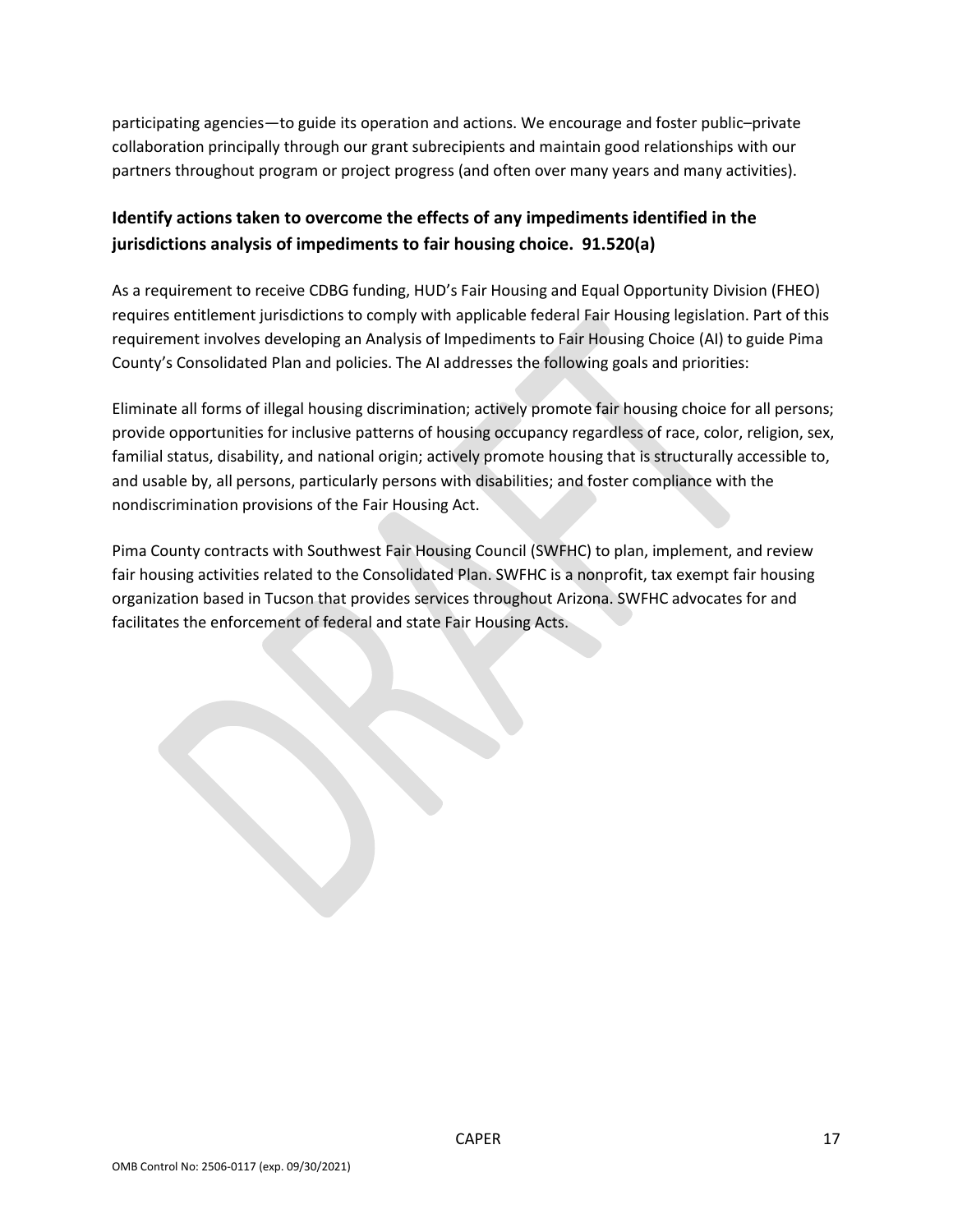participating agencies—to guide its operation and actions. We encourage and foster public–private collaboration principally through our grant subrecipients and maintain good relationships with our partners throughout program or project progress (and often over many years and many activities).

## Identify actions taken to overcome the effects of any impediments identified in the jurisdictions analysis of impediments to fair housing choice. 91.520(a)

As a requirement to receive CDBG funding, HUD's Fair Housing and Equal Opportunity Division (FHEO) requires entitlement jurisdictions to comply with applicable federal Fair Housing legislation. Part of this requirement involves developing an Analysis of Impediments to Fair Housing Choice (AI) to guide Pima County's Consolidated Plan and policies. The AI addresses the following goals and priorities:

Eliminate all forms of illegal housing discrimination; actively promote fair housing choice for all persons; provide opportunities for inclusive patterns of housing occupancy regardless of race, color, religion, sex, familial status, disability, and national origin; actively promote housing that is structurally accessible to, and usable by, all persons, particularly persons with disabilities; and foster compliance with the nondiscrimination provisions of the Fair Housing Act.

Pima County contracts with Southwest Fair Housing Council (SWFHC) to plan, implement, and review fair housing activities related to the Consolidated Plan. SWFHC is a nonprofit, tax exempt fair housing organization based in Tucson that provides services throughout Arizona. SWFHC advocates for and facilitates the enforcement of federal and state Fair Housing Acts.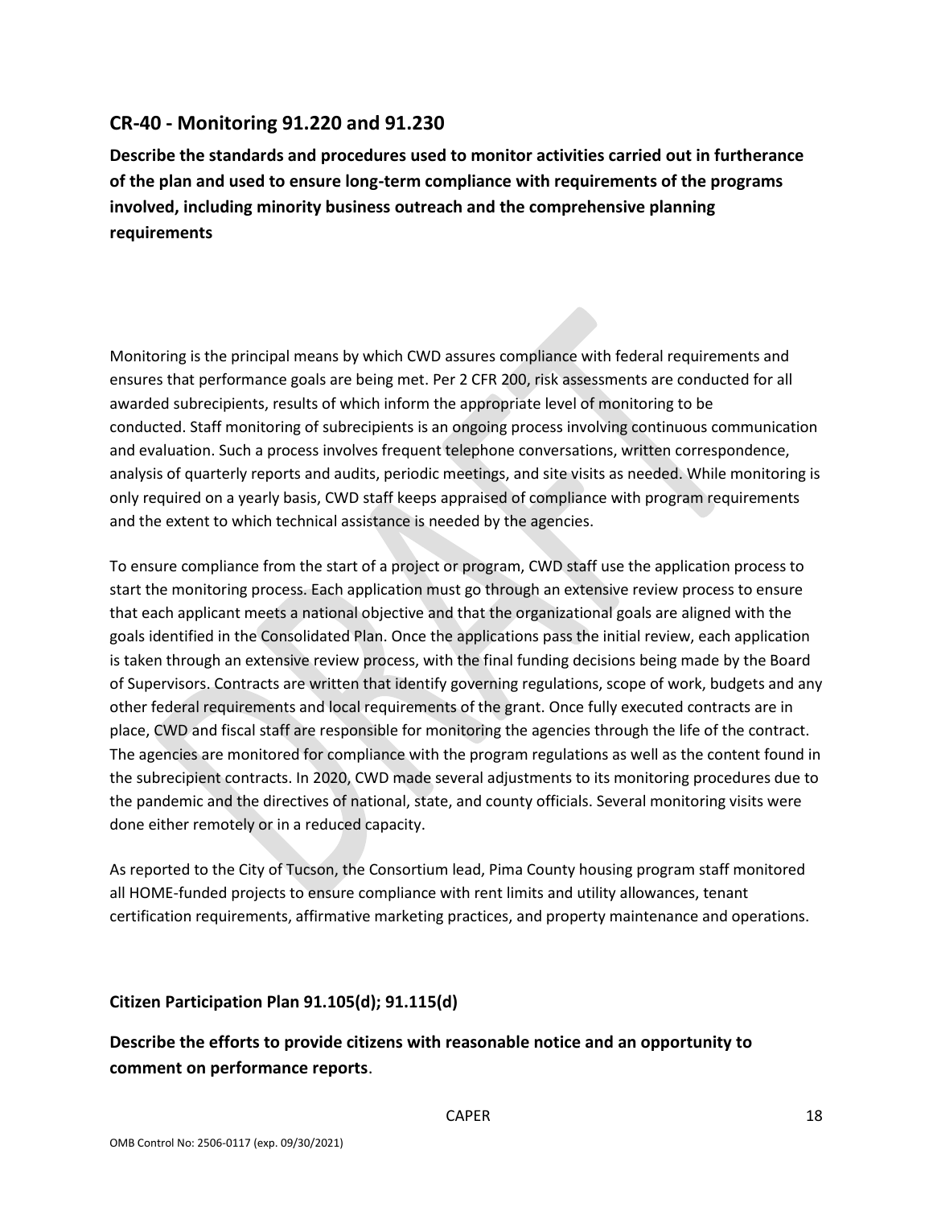## CR-40 - Monitoring 91.220 and 91.230

**Describe the standards and procedures used to monitor activities carried out in furtherance of the plan and used to ensure long-term compliance with requirements of the programs involved, including minority business outreach and the comprehensive planning requirements**

Monitoring is the principal means by which CWD assures compliance with federal requirements and ensures that performance goals are being met. Per 2 CFR 200, risk assessments are conducted for all awarded subrecipients, results of which inform the appropriate level of monitoring to be conducted. Staff monitoring of subrecipients is an ongoing process involving continuous communication and evaluation. Such a process involves frequent telephone conversations, written correspondence, analysis of quarterly reports and audits, periodic meetings, and site visits as needed. While monitoring is only required on a yearly basis, CWD staff keeps appraised of compliance with program requirements and the extent to which technical assistance is needed by the agencies.

To ensure compliance from the start of a project or program, CWD staff use the application process to start the monitoring process. Each application must go through an extensive review process to ensure that each applicant meets a national objective and that the organizational goals are aligned with the goals identified in the Consolidated Plan. Once the applications pass the initial review, each application is taken through an extensive review process, with the final funding decisions being made by the Board of Supervisors. Contracts are written that identify governing regulations, scope of work, budgets and any other federal requirements and local requirements of the grant. Once fully executed contracts are in place, CWD and fiscal staff are responsible for monitoring the agencies through the life of the contract. The agencies are monitored for compliance with the program regulations as well as the content found in the subrecipient contracts. In 2020, CWD made several adjustments to its monitoring procedures due to the pandemic and the directives of national, state, and county officials. Several monitoring visits were done either remotely or in a reduced capacity.

As reported to the City of Tucson, the Consortium lead, Pima County housing program staff monitored all HOME-funded projects to ensure compliance with rent limits and utility allowances, tenant certification requirements, affirmative marketing practices, and property maintenance and operations.

### Citizen Participation Plan 91.105(d); 91.115(d)

**Describe the efforts to provide citizens with reasonable notice and an opportunity to comment on performance reports**.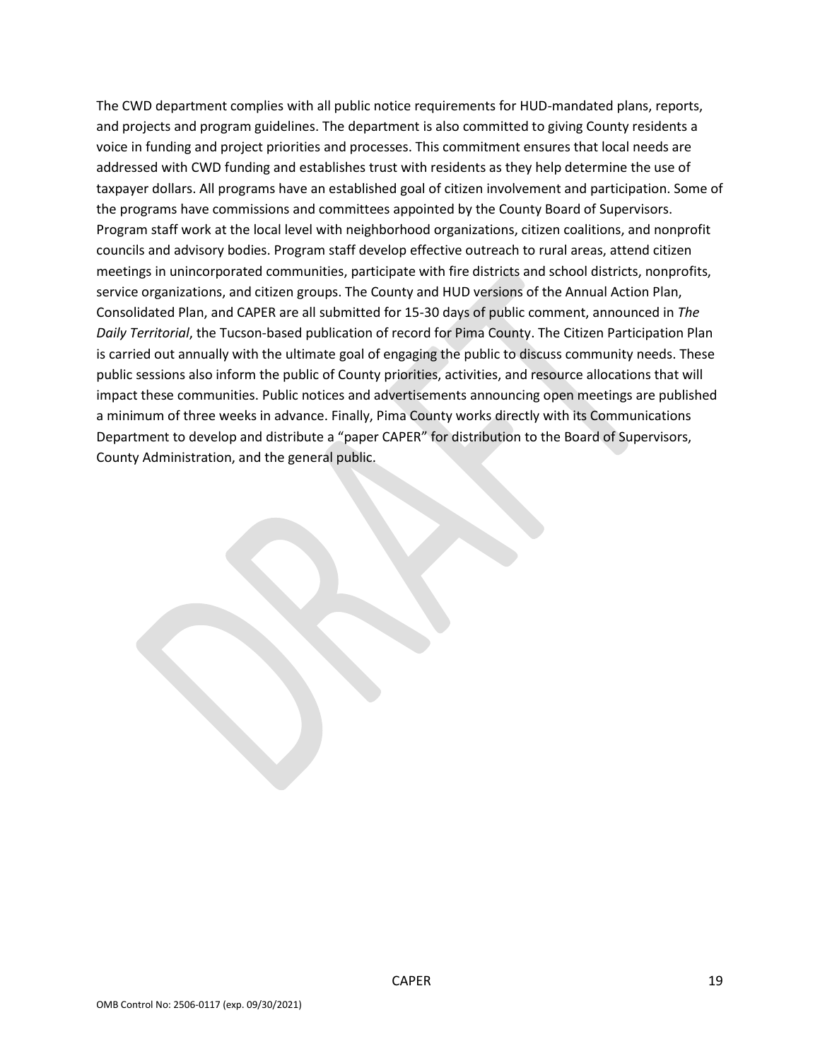The CWD department complies with all public notice requirements for HUD-mandated plans, reports, and projects and program guidelines. The department is also committed to giving County residents a voice in funding and project priorities and processes. This commitment ensures that local needs are addressed with CWD funding and establishes trust with residents as they help determine the use of taxpayer dollars. All programs have an established goal of citizen involvement and participation. Some of the programs have commissions and committees appointed by the County Board of Supervisors. Program staff work at the local level with neighborhood organizations, citizen coalitions, and nonprofit councils and advisory bodies. Program staff develop effective outreach to rural areas, attend citizen meetings in unincorporated communities, participate with fire districts and school districts, nonprofits, service organizations, and citizen groups. The County and HUD versions of the Annual Action Plan, Consolidated Plan, and CAPER are all submitted for 15-30 days of public comment, announced in *The Daily Territorial*, the Tucson-based publication of record for Pima County. The Citizen Participation Plan is carried out annually with the ultimate goal of engaging the public to discuss community needs. These public sessions also inform the public of County priorities, activities, and resource allocations that will impact these communities. Public notices and advertisements announcing open meetings are published a minimum of three weeks in advance. Finally, Pima County works directly with its Communications Department to develop and distribute a "paper CAPER" for distribution to the Board of Supervisors, County Administration, and the general public.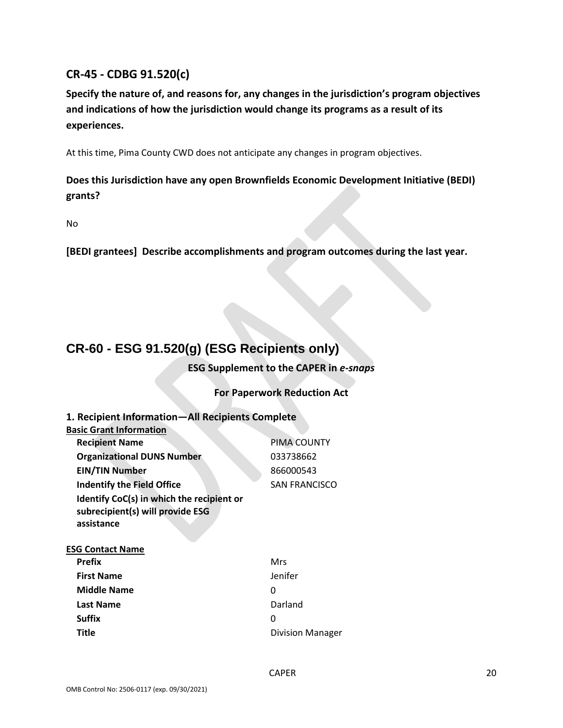## CR-45 - CDBG 91.520(c)

**Specify the nature of, and reasons for, any changes in the jurisdiction's program objectives and indications of how the jurisdiction would change its programs as a result of its experiences.**

At this time, Pima County CWD does not anticipate any changes in program objectives.

**Does this Jurisdiction have any open Brownfields Economic Development Initiative (BEDI) grants?**

No

**[BEDI grantees] Describe accomplishments and program outcomes during the last year.**

## CR-60 - ESG 91.520(g) (ESG Recipients only)

**ESG Supplement to the CAPER in *e-snaps***

**For Paperwork Reduction Act**

### 1. Recipient Information—All Recipients Complete

**Basic Grant Information**

| | |
|---|---|
| **Recipient Name** | PIMA COUNTY |
| **Organizational DUNS Number** | 033738662 |
| **EIN/TIN Number** | 866000543 |
| **Indentify the Field Office** | SAN FRANCISCO |
| **Identify CoC(s) in which the recipient or subrecipient(s) will provide ESG assistance** | |

**ESG Contact Name**

| | |
|---|---|
| **Prefix** | Mrs |
| **First Name** | Jenifer |
| **Middle Name** | 0 |
| **Last Name** | Darland |
| **Suffix** | 0 |
| **Title** | Division Manager |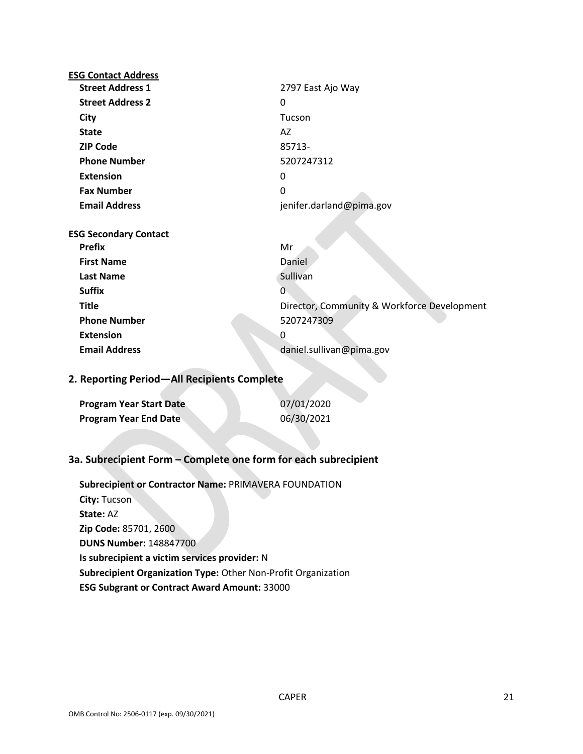**ESG Contact Address**

| | |
|---|---|
| **Street Address 1** | 2797 East Ajo Way |
| **Street Address 2** | 0 |
| **City** | Tucson |
| **State** | AZ |
| **ZIP Code** | 85713- |
| **Phone Number** | 5207247312 |
| **Extension** | 0 |
| **Fax Number** | 0 |
| **Email Address** | jenifer.darland@pima.gov |

**ESG Secondary Contact**

| | |
|---|---|
| **Prefix** | Mr |
| **First Name** | Daniel |
| **Last Name** | Sullivan |
| **Suffix** | 0 |
| **Title** | Director, Community & Workforce Development |
| **Phone Number** | 5207247309 |
| **Extension** | 0 |
| **Email Address** | daniel.sullivan@pima.gov |

## 2. Reporting Period—All Recipients Complete

| | |
|---|---|
| **Program Year Start Date** | 07/01/2020 |
| **Program Year End Date** | 06/30/2021 |

## 3a. Subrecipient Form – Complete one form for each subrecipient

**Subrecipient or Contractor Name:** PRIMAVERA FOUNDATION
**City:** Tucson
**State:** AZ
**Zip Code:** 85701, 2600
**DUNS Number:** 148847700
**Is subrecipient a victim services provider:** N
**Subrecipient Organization Type:** Other Non-Profit Organization
**ESG Subgrant or Contract Award Amount:** 33000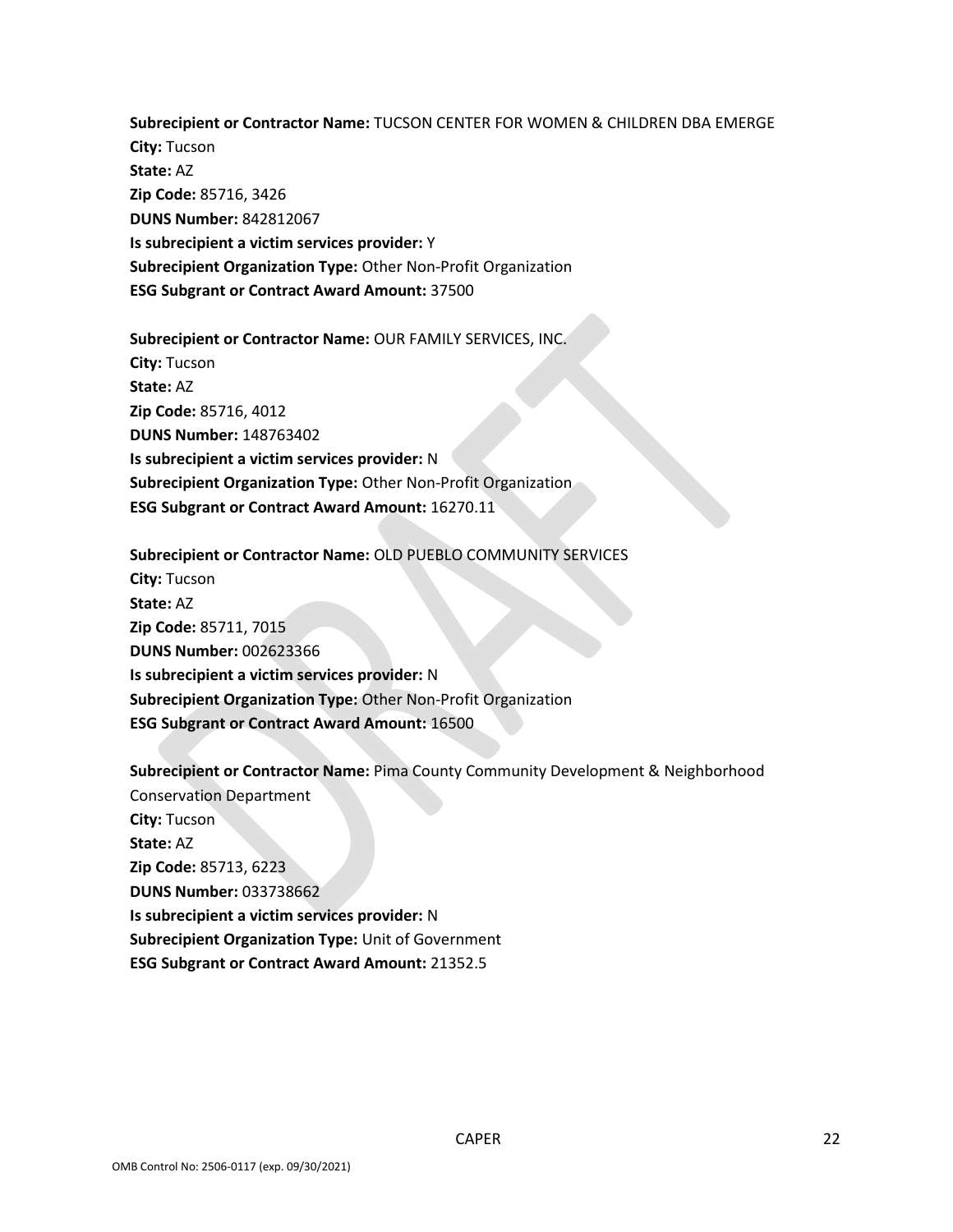**Subrecipient or Contractor Name:** TUCSON CENTER FOR WOMEN & CHILDREN DBA EMERGE
**City:** Tucson
**State:** AZ
**Zip Code:** 85716, 3426
**DUNS Number:** 842812067
**Is subrecipient a victim services provider:** Y
**Subrecipient Organization Type:** Other Non-Profit Organization
**ESG Subgrant or Contract Award Amount:** 37500

**Subrecipient or Contractor Name:** OUR FAMILY SERVICES, INC.
**City:** Tucson
**State:** AZ
**Zip Code:** 85716, 4012
**DUNS Number:** 148763402
**Is subrecipient a victim services provider:** N
**Subrecipient Organization Type:** Other Non-Profit Organization
**ESG Subgrant or Contract Award Amount:** 16270.11

**Subrecipient or Contractor Name:** OLD PUEBLO COMMUNITY SERVICES
**City:** Tucson
**State:** AZ
**Zip Code:** 85711, 7015
**DUNS Number:** 002623366
**Is subrecipient a victim services provider:** N
**Subrecipient Organization Type:** Other Non-Profit Organization
**ESG Subgrant or Contract Award Amount:** 16500

**Subrecipient or Contractor Name:** Pima County Community Development & Neighborhood Conservation Department
**City:** Tucson
**State:** AZ
**Zip Code:** 85713, 6223
**DUNS Number:** 033738662
**Is subrecipient a victim services provider:** N
**Subrecipient Organization Type:** Unit of Government
**ESG Subgrant or Contract Award Amount:** 21352.5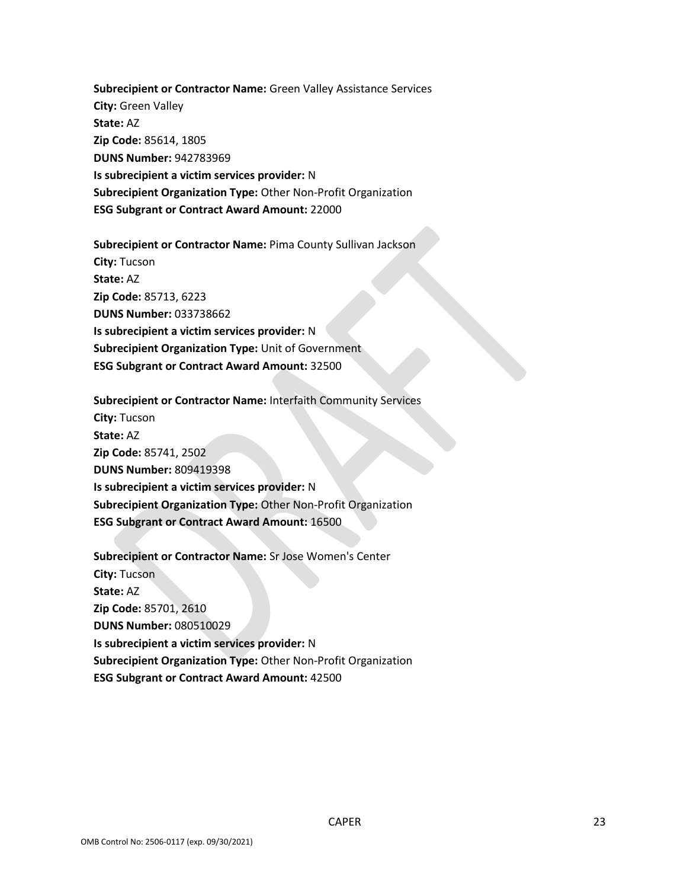**Subrecipient or Contractor Name:** Green Valley Assistance Services
**City:** Green Valley
**State:** AZ
**Zip Code:** 85614, 1805
**DUNS Number:** 942783969
**Is subrecipient a victim services provider:** N
**Subrecipient Organization Type:** Other Non-Profit Organization
**ESG Subgrant or Contract Award Amount:** 22000

**Subrecipient or Contractor Name:** Pima County Sullivan Jackson
**City:** Tucson
**State:** AZ
**Zip Code:** 85713, 6223
**DUNS Number:** 033738662
**Is subrecipient a victim services provider:** N
**Subrecipient Organization Type:** Unit of Government
**ESG Subgrant or Contract Award Amount:** 32500

**Subrecipient or Contractor Name:** Interfaith Community Services
**City:** Tucson
**State:** AZ
**Zip Code:** 85741, 2502
**DUNS Number:** 809419398
**Is subrecipient a victim services provider:** N
**Subrecipient Organization Type:** Other Non-Profit Organization
**ESG Subgrant or Contract Award Amount:** 16500

**Subrecipient or Contractor Name:** Sr Jose Women's Center
**City:** Tucson
**State:** AZ
**Zip Code:** 85701, 2610
**DUNS Number:** 080510029
**Is subrecipient a victim services provider:** N
**Subrecipient Organization Type:** Other Non-Profit Organization
**ESG Subgrant or Contract Award Amount:** 42500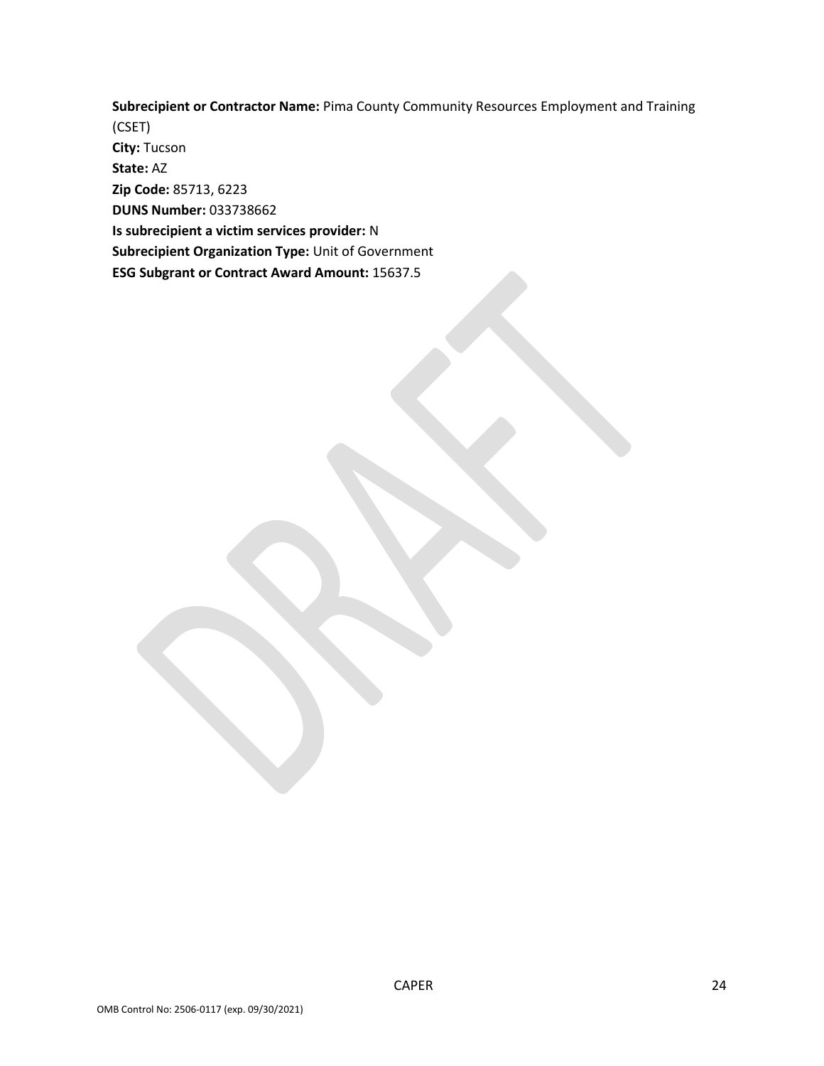**Subrecipient or Contractor Name:** Pima County Community Resources Employment and Training (CSET)
**City:** Tucson
**State:** AZ
**Zip Code:** 85713, 6223
**DUNS Number:** 033738662
**Is subrecipient a victim services provider:** N
**Subrecipient Organization Type:** Unit of Government
**ESG Subgrant or Contract Award Amount:** 15637.5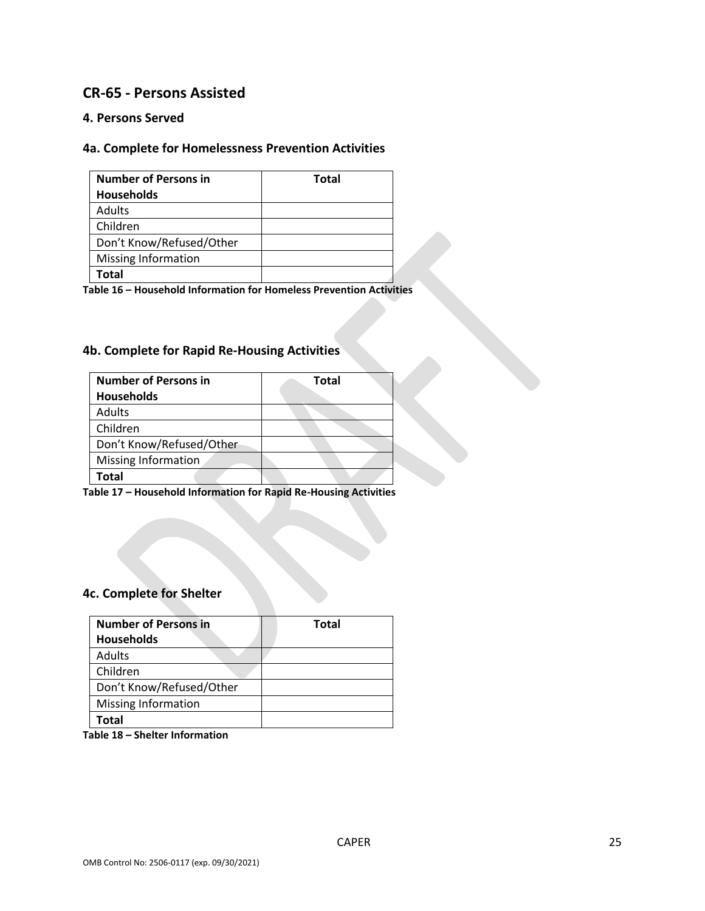## CR-65 - Persons Assisted

### 4. Persons Served

### 4a. Complete for Homelessness Prevention Activities

| Number of Persons in Households | Total |
|---|---|
| Adults | |
| Children | |
| Don't Know/Refused/Other | |
| Missing Information | |
| **Total** | |

**Table 16 – Household Information for Homeless Prevention Activities**

### 4b. Complete for Rapid Re-Housing Activities

| Number of Persons in Households | Total |
|---|---|
| Adults | |
| Children | |
| Don't Know/Refused/Other | |
| Missing Information | |
| **Total** | |

**Table 17 – Household Information for Rapid Re-Housing Activities**

### 4c. Complete for Shelter

| Number of Persons in Households | Total |
|---|---|
| Adults | |
| Children | |
| Don't Know/Refused/Other | |
| Missing Information | |
| **Total** | |

**Table 18 – Shelter Information**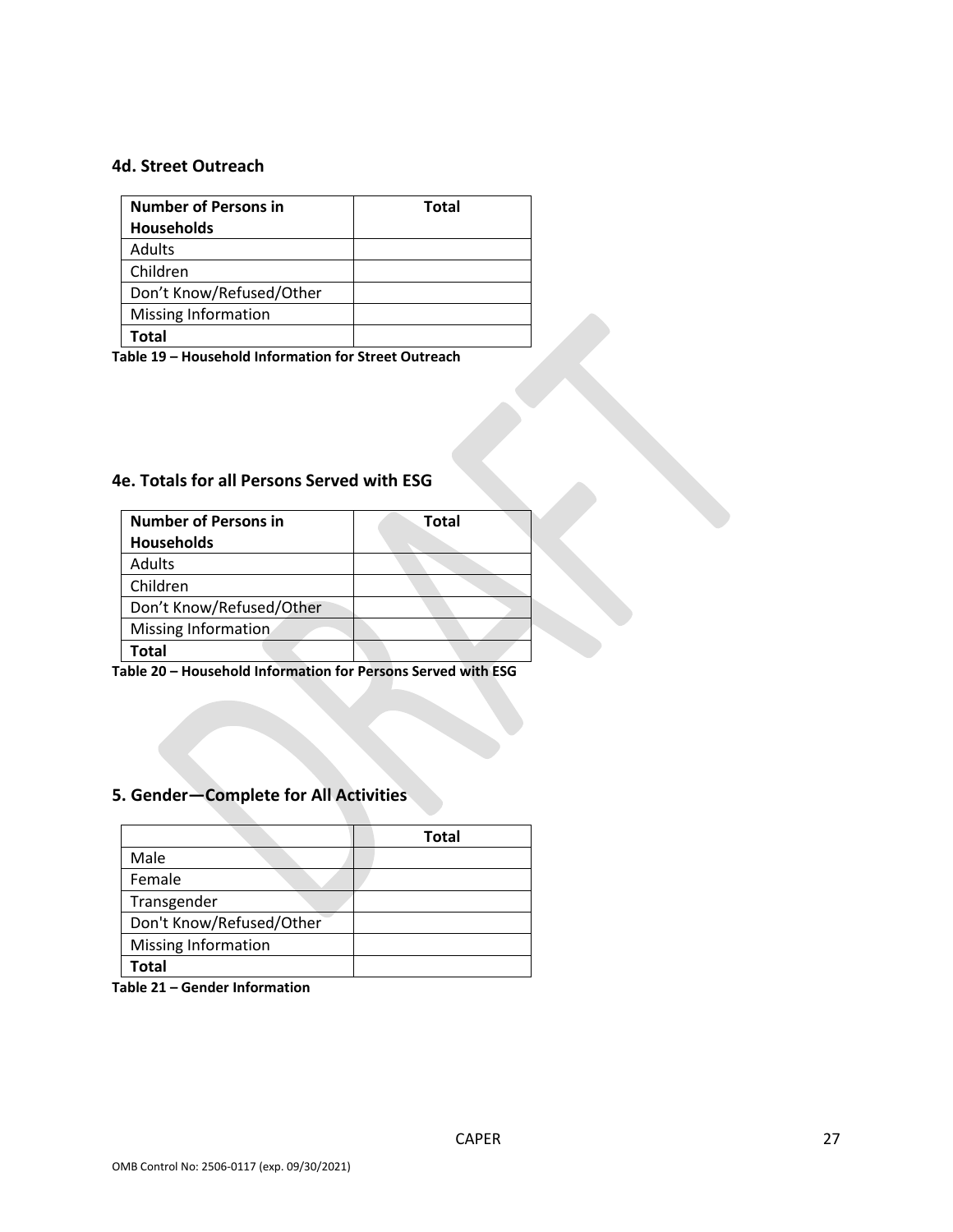## 4d. Street Outreach

| Number of Persons in Households | Total |
|---|---|
| Adults | |
| Children | |
| Don't Know/Refused/Other | |
| Missing Information | |
| **Total** | |

**Table 19 – Household Information for Street Outreach**

## 4e. Totals for all Persons Served with ESG

| Number of Persons in Households | Total |
|---|---|
| Adults | |
| Children | |
| Don't Know/Refused/Other | |
| Missing Information | |
| **Total** | |

**Table 20 – Household Information for Persons Served with ESG**

## 5. Gender—Complete for All Activities

| | Total |
|---|---|
| Male | |
| Female | |
| Transgender | |
| Don't Know/Refused/Other | |
| Missing Information | |
| **Total** | |

**Table 21 – Gender Information**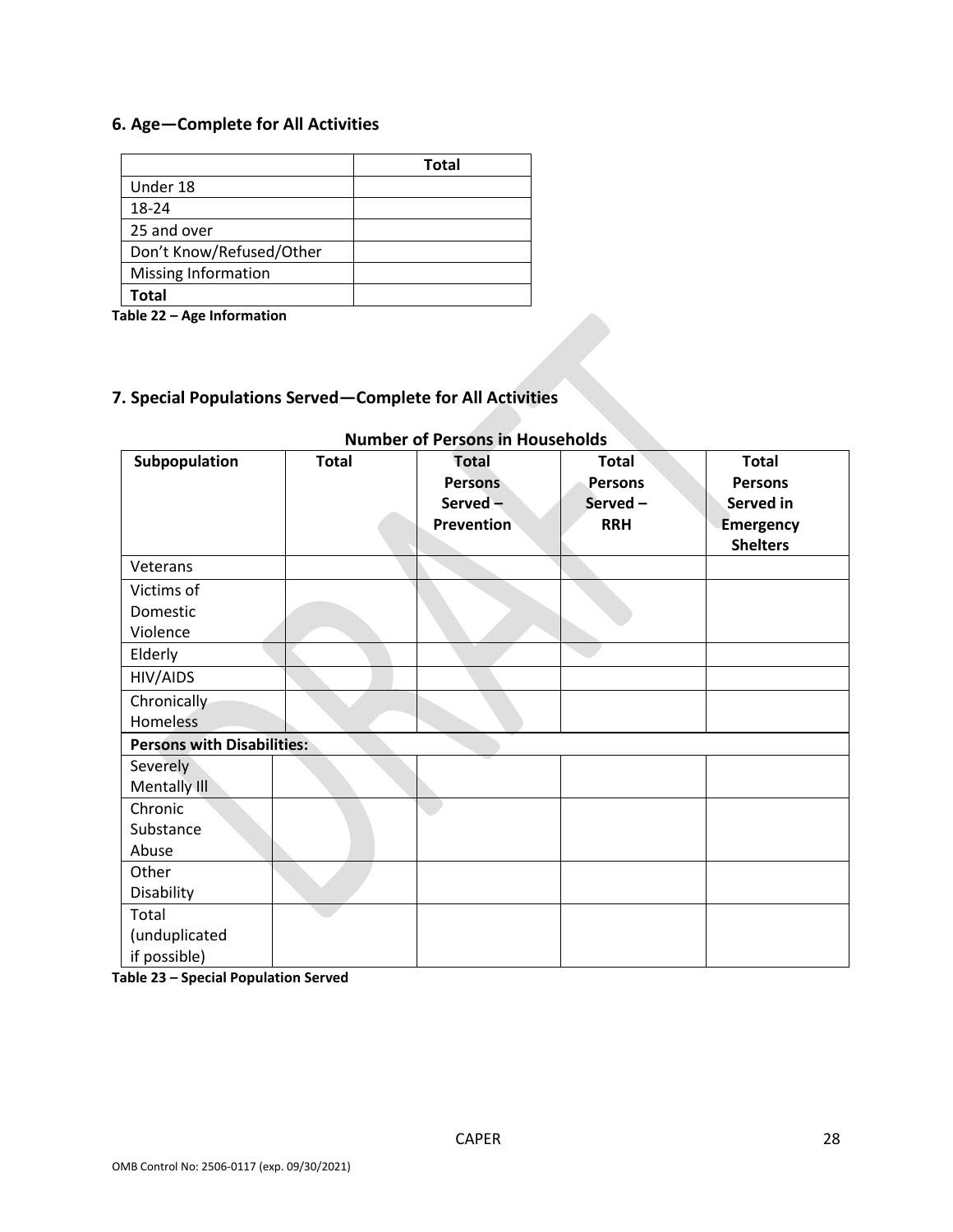## 6. Age—Complete for All Activities

| | Total |
|---|---|
| Under 18 | |
| 18-24 | |
| 25 and over | |
| Don't Know/Refused/Other | |
| Missing Information | |
| **Total** | |

**Table 22 – Age Information**

## 7. Special Populations Served—Complete for All Activities

**Number of Persons in Households**

| Subpopulation | Total | Total Persons Served – Prevention | Total Persons Served – RRH | Total Persons Served in Emergency Shelters |
|---|---|---|---|---|
| Veterans | | | | |
| Victims of Domestic Violence | | | | |
| Elderly | | | | |
| HIV/AIDS | | | | |
| Chronically Homeless | | | | |
| **Persons with Disabilities:** | | | | |
| Severely Mentally Ill | | | | |
| Chronic Substance Abuse | | | | |
| Other Disability | | | | |
| Total (unduplicated if possible) | | | | |

**Table 23 – Special Population Served**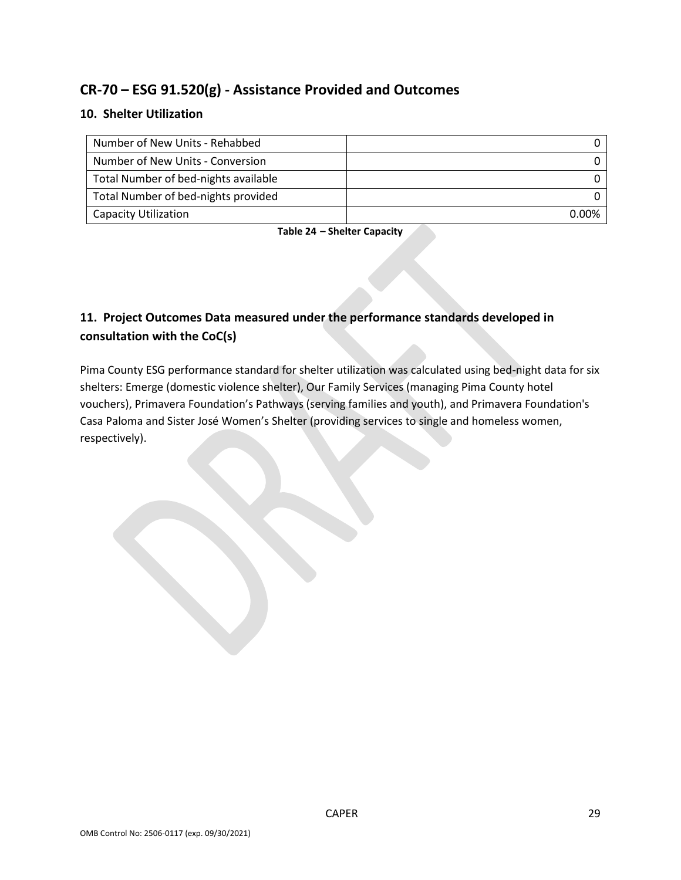## CR-70 – ESG 91.520(g) - Assistance Provided and Outcomes

### 10. Shelter Utilization

| | |
|---|---|
| Number of New Units - Rehabbed | 0 |
| Number of New Units - Conversion | 0 |
| Total Number of bed-nights available | 0 |
| Total Number of bed-nights provided | 0 |
| Capacity Utilization | 0.00% |

**Table 24 – Shelter Capacity**

### 11. Project Outcomes Data measured under the performance standards developed in consultation with the CoC(s)

Pima County ESG performance standard for shelter utilization was calculated using bed-night data for six shelters: Emerge (domestic violence shelter), Our Family Services (managing Pima County hotel vouchers), Primavera Foundation's Pathways (serving families and youth), and Primavera Foundation's Casa Paloma and Sister José Women's Shelter (providing services to single and homeless women, respectively).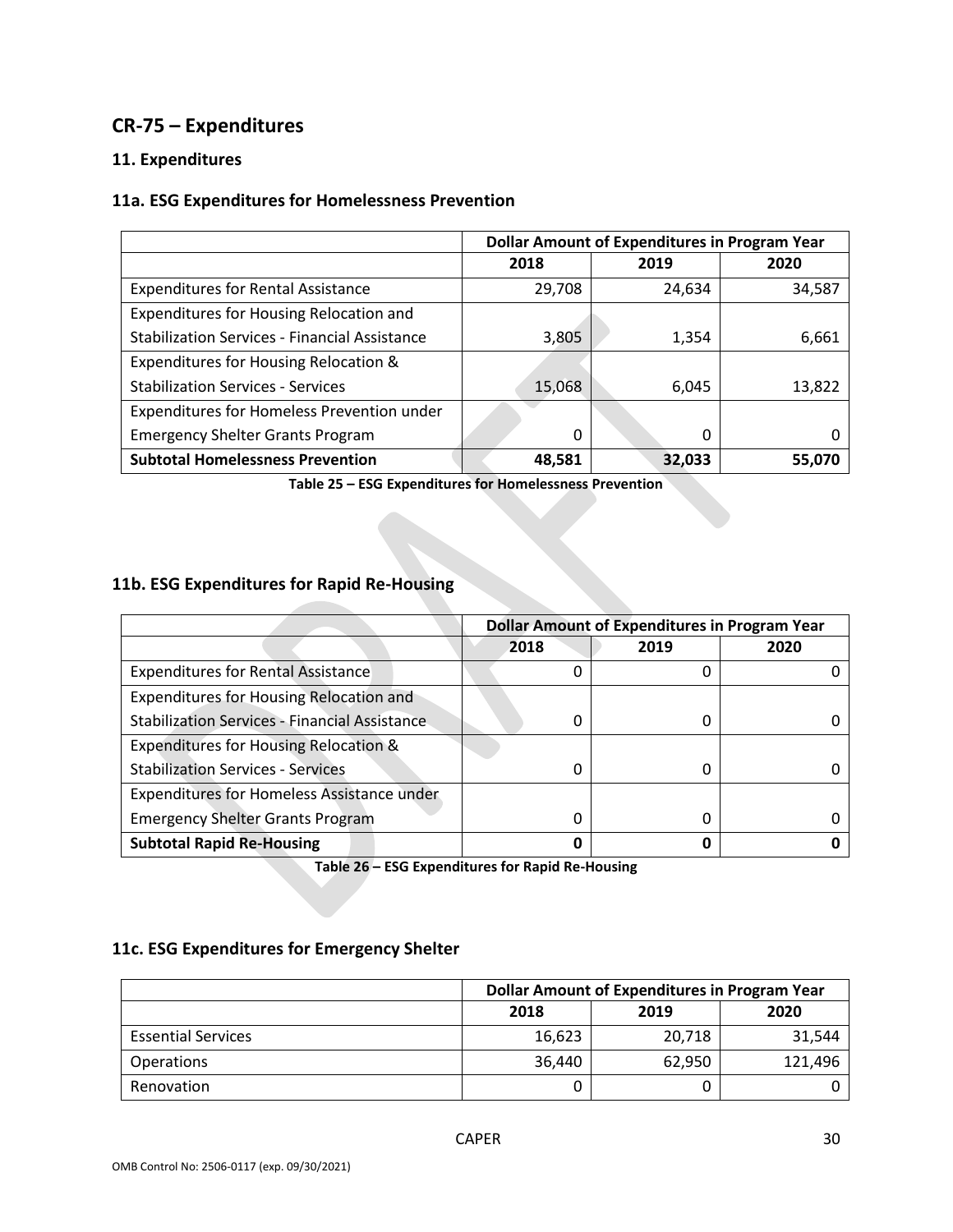## CR-75 – Expenditures

### 11. Expenditures

### 11a. ESG Expenditures for Homelessness Prevention

| | Dollar Amount of Expenditures in Program Year | | |
|---|---|---|---|
| | 2018 | 2019 | 2020 |
| Expenditures for Rental Assistance | 29,708 | 24,634 | 34,587 |
| Expenditures for Housing Relocation and Stabilization Services - Financial Assistance | 3,805 | 1,354 | 6,661 |
| Expenditures for Housing Relocation & Stabilization Services - Services | 15,068 | 6,045 | 13,822 |
| Expenditures for Homeless Prevention under Emergency Shelter Grants Program | 0 | 0 | 0 |
| **Subtotal Homelessness Prevention** | **48,581** | **32,033** | **55,070** |

**Table 25 – ESG Expenditures for Homelessness Prevention**

### 11b. ESG Expenditures for Rapid Re-Housing

| | Dollar Amount of Expenditures in Program Year | | |
|---|---|---|---|
| | 2018 | 2019 | 2020 |
| Expenditures for Rental Assistance | 0 | 0 | 0 |
| Expenditures for Housing Relocation and Stabilization Services - Financial Assistance | 0 | 0 | 0 |
| Expenditures for Housing Relocation & Stabilization Services - Services | 0 | 0 | 0 |
| Expenditures for Homeless Assistance under Emergency Shelter Grants Program | 0 | 0 | 0 |
| **Subtotal Rapid Re-Housing** | **0** | **0** | **0** |

**Table 26 – ESG Expenditures for Rapid Re-Housing**

### 11c. ESG Expenditures for Emergency Shelter

| | Dollar Amount of Expenditures in Program Year | | |
|---|---|---|---|
| | 2018 | 2019 | 2020 |
| Essential Services | 16,623 | 20,718 | 31,544 |
| Operations | 36,440 | 62,950 | 121,496 |
| Renovation | 0 | 0 | 0 |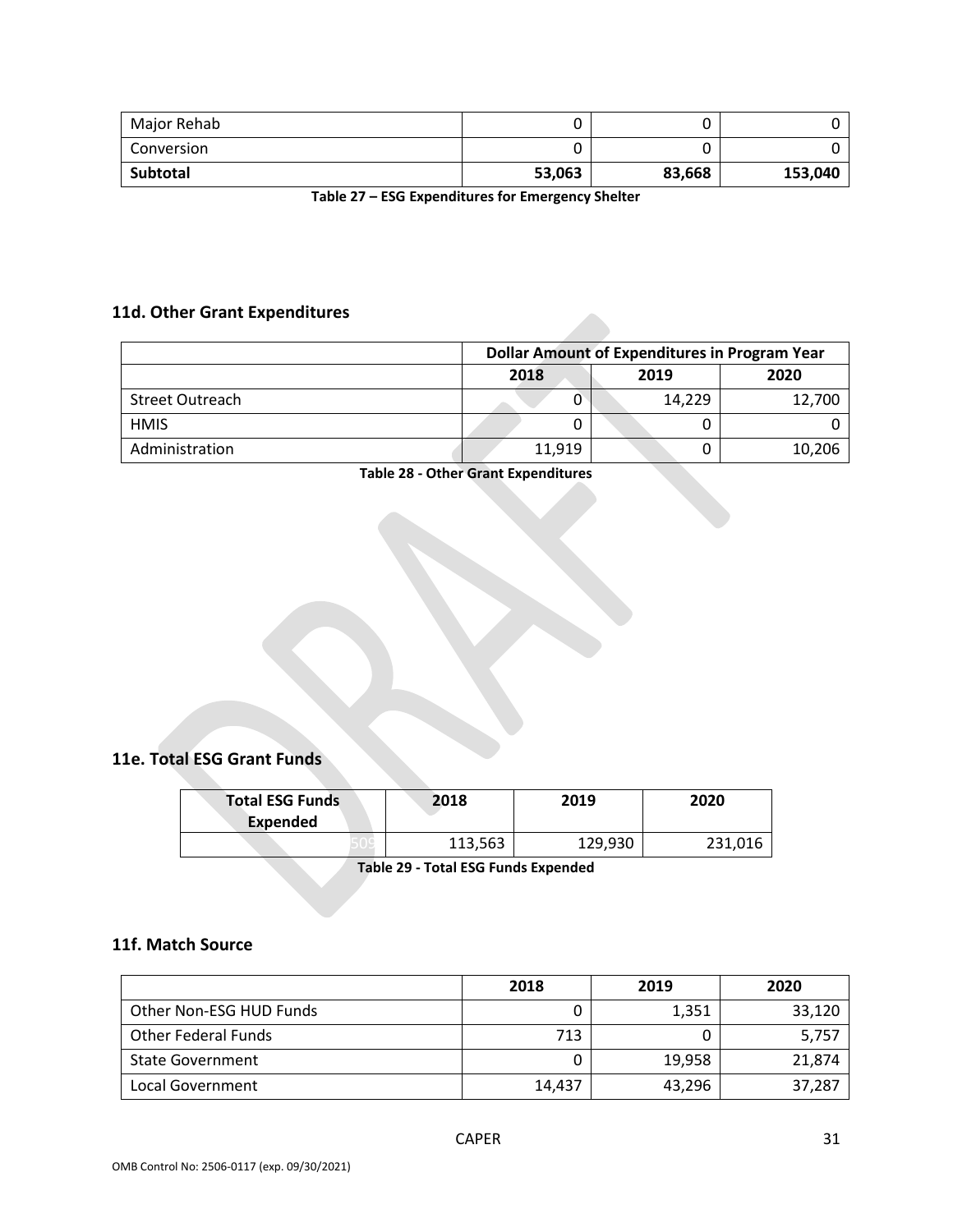| | | | |
|---|---|---|---|
| Major Rehab | 0 | 0 | 0 |
| Conversion | 0 | 0 | 0 |
| **Subtotal** | **53,063** | **83,668** | **153,040** |

**Table 27 – ESG Expenditures for Emergency Shelter**

### 11d. Other Grant Expenditures

| | Dollar Amount of Expenditures in Program Year | | |
|---|---|---|---|
| | **2018** | **2019** | **2020** |
| Street Outreach | 0 | 14,229 | 12,700 |
| HMIS | 0 | 0 | 0 |
| Administration | 11,919 | 0 | 10,206 |

**Table 28 - Other Grant Expenditures**

### 11e. Total ESG Grant Funds

| Total ESG Funds Expended | 2018 | 2019 | 2020 |
|---|---|---|---|
| 509 | 113,563 | 129,930 | 231,016 |

**Table 29 - Total ESG Funds Expended**

### 11f. Match Source

| | 2018 | 2019 | 2020 |
|---|---|---|---|
| Other Non-ESG HUD Funds | 0 | 1,351 | 33,120 |
| Other Federal Funds | 713 | 0 | 5,757 |
| State Government | 0 | 19,958 | 21,874 |
| Local Government | 14,437 | 43,296 | 37,287 |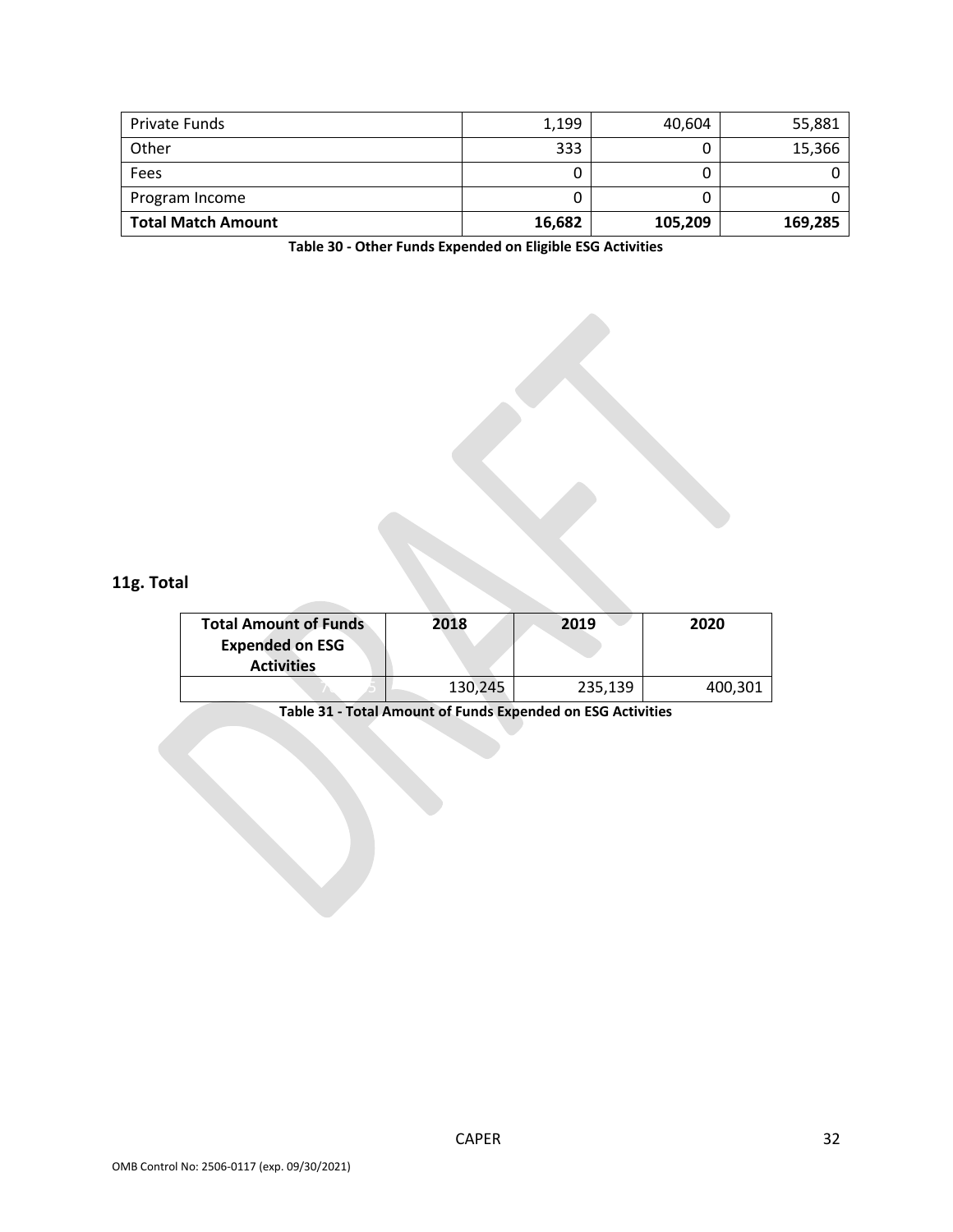| | | | |
|---|---|---|---|
| Private Funds | 1,199 | 40,604 | 55,881 |
| Other | 333 | 0 | 15,366 |
| Fees | 0 | 0 | 0 |
| Program Income | 0 | 0 | 0 |
| **Total Match Amount** | **16,682** | **105,209** | **169,285** |

**Table 30 - Other Funds Expended on Eligible ESG Activities**

## 11g. Total

| Total Amount of Funds Expended on ESG Activities | 2018 | 2019 | 2020 |
|---|---|---|---|
| | 130,245 | 235,139 | 400,301 |

**Table 31 - Total Amount of Funds Expended on ESG Activities**